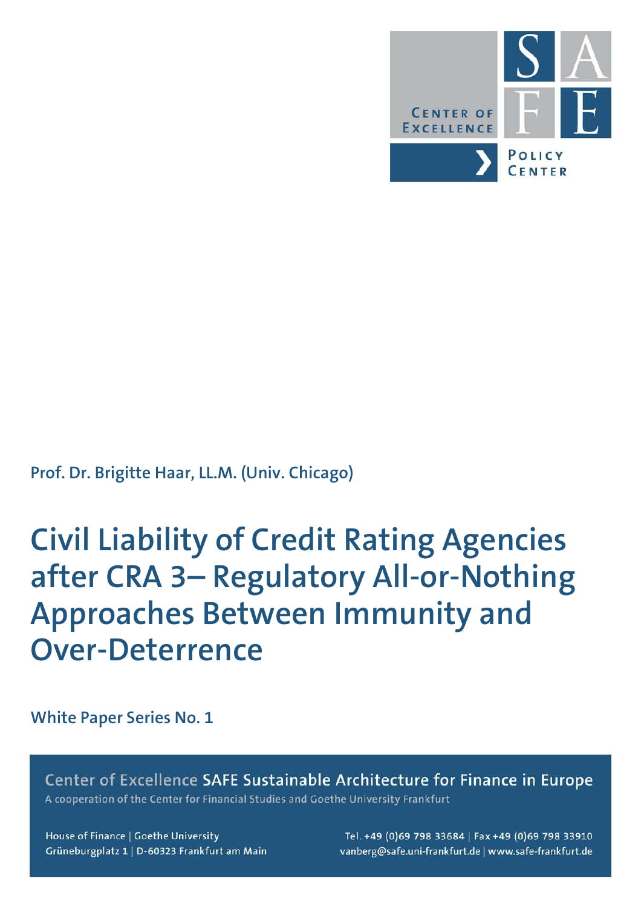CENTER OF EXCELLENCE

SAFE

POLICY CENTER

Prof. Dr. Brigitte Haar, LL.M. (Univ. Chicago)

# Civil Liability of Credit Rating Agencies after CRA 3– Regulatory All-or-Nothing Approaches Between Immunity and Over-Deterrence

White Paper Series No. 1

Center of Excellence SAFE Sustainable Architecture for Finance in Europe

A cooperation of the Center for Financial Studies and Goethe University Frankfurt

House of Finance | Goethe University
Grüneburgplatz 1 | D-60323 Frankfurt am Main

Tel. +49 (0)69 798 33684 | Fax +49 (0)69 798 33910
vanberg@safe.uni-frankfurt.de | www.safe-frankfurt.de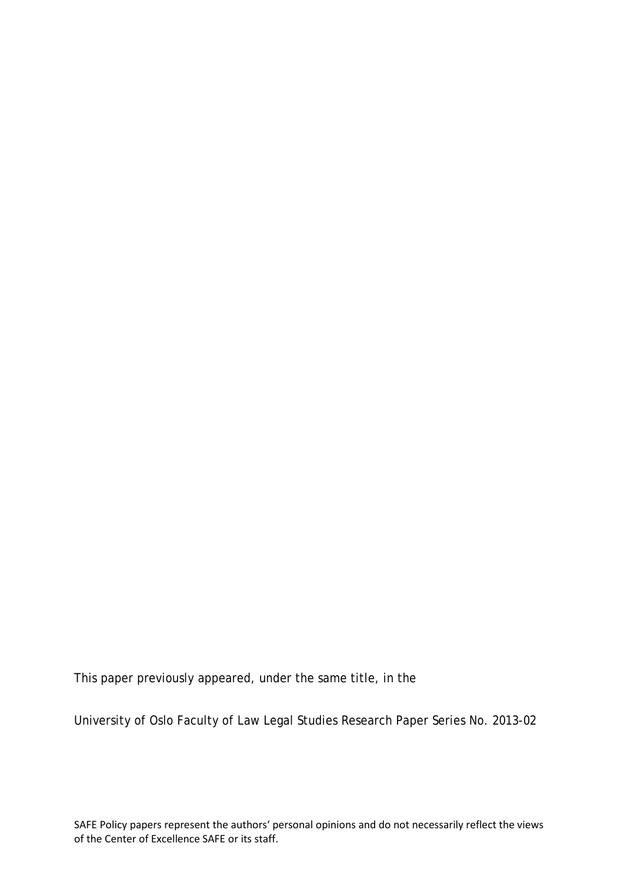This paper previously appeared, under the same title, in the

University of Oslo Faculty of Law Legal Studies Research Paper Series No. 2013-02

SAFE Policy papers represent the authors' personal opinions and do not necessarily reflect the views of the Center of Excellence SAFE or its staff.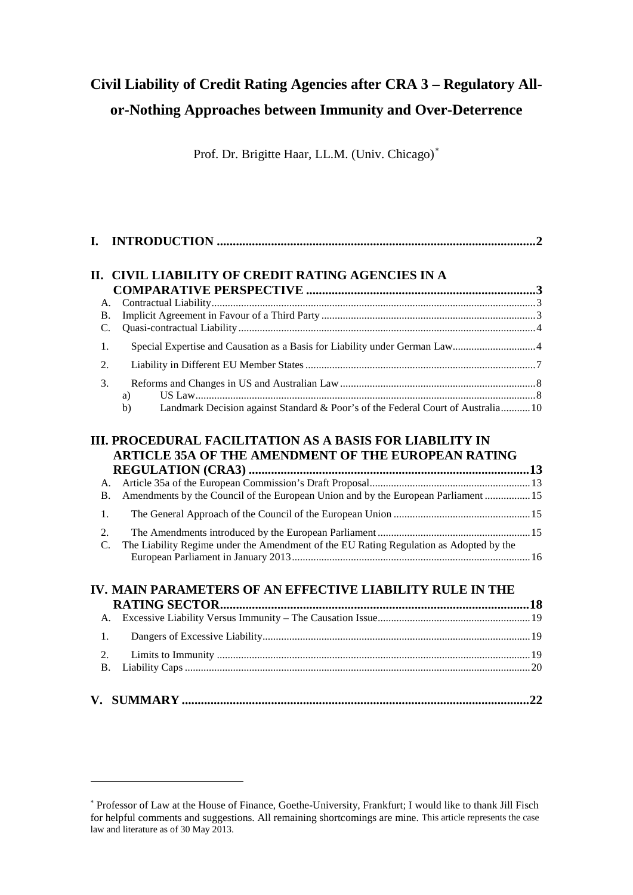# Civil Liability of Credit Rating Agencies after CRA 3 – Regulatory All-or-Nothing Approaches between Immunity and Over-Deterrence

Prof. Dr. Brigitte Haar, LL.M. (Univ. Chicago)[*]

- I. INTRODUCTION ... 2
- II. CIVIL LIABILITY OF CREDIT RATING AGENCIES IN A COMPARATIVE PERSPECTIVE ... 3
  - A. Contractual Liability ... 3
  - B. Implicit Agreement in Favour of a Third Party ... 3
  - C. Quasi-contractual Liability ... 4
    - 1. Special Expertise and Causation as a Basis for Liability under German Law ... 4
    - 2. Liability in Different EU Member States ... 7
    - 3. Reforms and Changes in US and Australian Law ... 8
      - a) US Law ... 8
      - b) Landmark Decision against Standard & Poor's of the Federal Court of Australia ... 10
- III. PROCEDURAL FACILITATION AS A BASIS FOR LIABILITY IN ARTICLE 35A OF THE AMENDMENT OF THE EUROPEAN RATING REGULATION (CRA3) ... 13
  - A. Article 35a of the European Commission's Draft Proposal ... 13
  - B. Amendments by the Council of the European Union and by the European Parliament ... 15
    - 1. The General Approach of the Council of the European Union ... 15
    - 2. The Amendments introduced by the European Parliament ... 15
  - C. The Liability Regime under the Amendment of the EU Rating Regulation as Adopted by the European Parliament in January 2013 ... 16
- IV. MAIN PARAMETERS OF AN EFFECTIVE LIABILITY RULE IN THE RATING SECTOR ... 18
  - A. Excessive Liability Versus Immunity – The Causation Issue ... 19
    - 1. Dangers of Excessive Liability ... 19
    - 2. Limits to Immunity ... 19
  - B. Liability Caps ... 20
- V. SUMMARY ... 22

---

[*] Professor of Law at the House of Finance, Goethe-University, Frankfurt; I would like to thank Jill Fisch for helpful comments and suggestions. All remaining shortcomings are mine. This article represents the case law and literature as of 30 May 2013.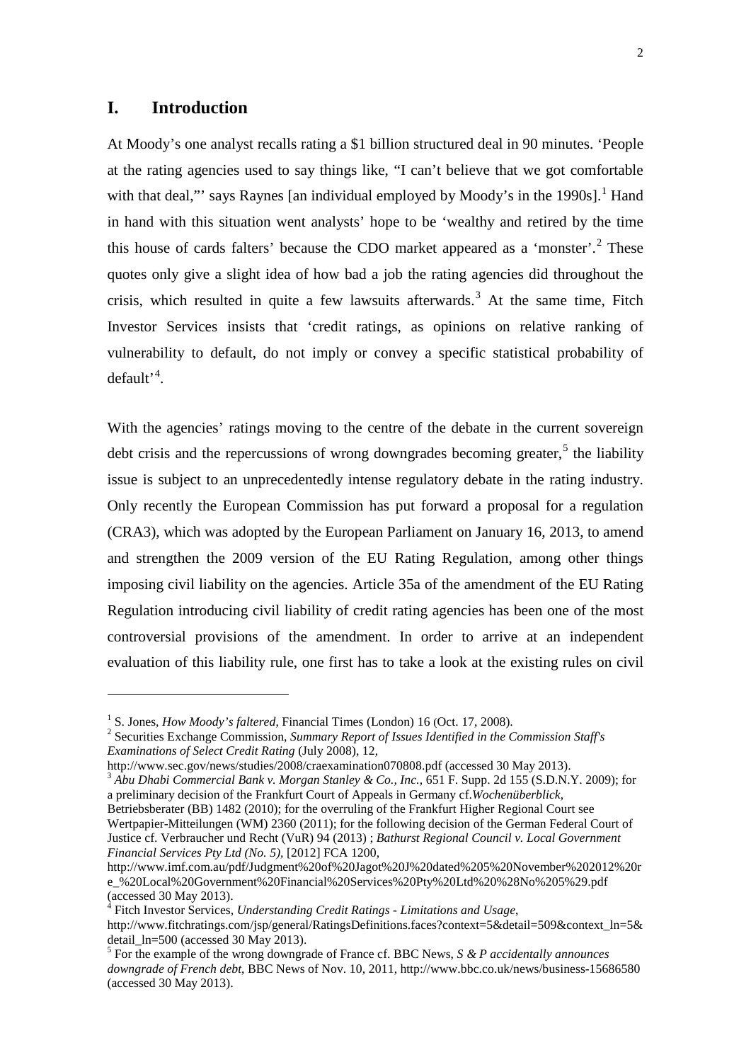## I. Introduction

At Moody's one analyst recalls rating a $1 billion structured deal in 90 minutes. 'People at the rating agencies used to say things like, "I can't believe that we got comfortable with that deal,"' says Raynes [an individual employed by Moody's in the 1990s].[1] Hand in hand with this situation went analysts' hope to be 'wealthy and retired by the time this house of cards falters' because the CDO market appeared as a 'monster'.[2] These quotes only give a slight idea of how bad a job the rating agencies did throughout the crisis, which resulted in quite a few lawsuits afterwards.[3] At the same time, Fitch Investor Services insists that 'credit ratings, as opinions on relative ranking of vulnerability to default, do not imply or convey a specific statistical probability of default'[4].

With the agencies' ratings moving to the centre of the debate in the current sovereign debt crisis and the repercussions of wrong downgrades becoming greater,[5] the liability issue is subject to an unprecedentedly intense regulatory debate in the rating industry. Only recently the European Commission has put forward a proposal for a regulation (CRA3), which was adopted by the European Parliament on January 16, 2013, to amend and strengthen the 2009 version of the EU Rating Regulation, among other things imposing civil liability on the agencies. Article 35a of the amendment of the EU Rating Regulation introducing civil liability of credit rating agencies has been one of the most controversial provisions of the amendment. In order to arrive at an independent evaluation of this liability rule, one first has to take a look at the existing rules on civil

---

[1] S. Jones, *How Moody's faltered*, Financial Times (London) 16 (Oct. 17, 2008).

[2] Securities Exchange Commission, *Summary Report of Issues Identified in the Commission Staff's Examinations of Select Credit Rating* (July 2008), 12, http://www.sec.gov/news/studies/2008/craexamination070808.pdf (accessed 30 May 2013).

[3] *Abu Dhabi Commercial Bank v. Morgan Stanley & Co., Inc.*, 651 F. Supp. 2d 155 (S.D.N.Y. 2009); for a preliminary decision of the Frankfurt Court of Appeals in Germany cf.*Wochenüberblick*, Betriebsberater (BB) 1482 (2010); for the overruling of the Frankfurt Higher Regional Court see Wertpapier-Mitteilungen (WM) 2360 (2011); for the following decision of the German Federal Court of Justice cf. Verbraucher und Recht (VuR) 94 (2013) ; *Bathurst Regional Council v. Local Government Financial Services Pty Ltd (No. 5)*, [2012] FCA 1200, http://www.imf.com.au/pdf/Judgment%20of%20Jagot%20J%20dated%205%20November%202012%20re_%20Local%20Government%20Financial%20Services%20Pty%20Ltd%20%28No%205%29.pdf (accessed 30 May 2013).

[4] Fitch Investor Services, *Understanding Credit Ratings - Limitations and Usage*, http://www.fitchratings.com/jsp/general/RatingsDefinitions.faces?context=5&detail=509&context_ln=5&detail_ln=500 (accessed 30 May 2013).

[5] For the example of the wrong downgrade of France cf. BBC News, *S & P accidentally announces downgrade of French debt*, BBC News of Nov. 10, 2011, http://www.bbc.co.uk/news/business-15686580 (accessed 30 May 2013).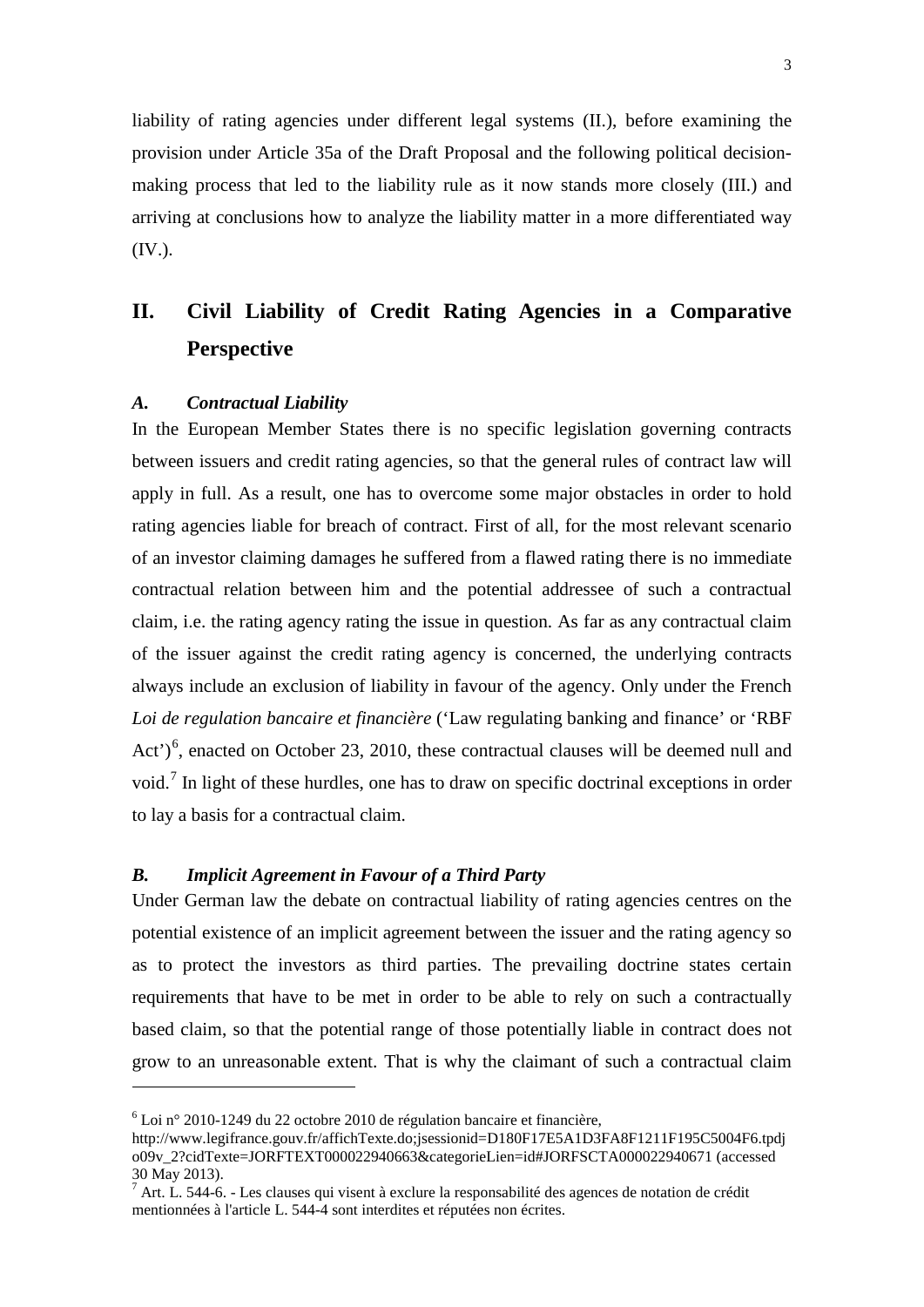liability of rating agencies under different legal systems (II.), before examining the provision under Article 35a of the Draft Proposal and the following political decision-making process that led to the liability rule as it now stands more closely (III.) and arriving at conclusions how to analyze the liability matter in a more differentiated way (IV.).

## II. Civil Liability of Credit Rating Agencies in a Comparative Perspective

### *A. Contractual Liability*

In the European Member States there is no specific legislation governing contracts between issuers and credit rating agencies, so that the general rules of contract law will apply in full. As a result, one has to overcome some major obstacles in order to hold rating agencies liable for breach of contract. First of all, for the most relevant scenario of an investor claiming damages he suffered from a flawed rating there is no immediate contractual relation between him and the potential addressee of such a contractual claim, i.e. the rating agency rating the issue in question. As far as any contractual claim of the issuer against the credit rating agency is concerned, the underlying contracts always include an exclusion of liability in favour of the agency. Only under the French *Loi de regulation bancaire et financière* ('Law regulating banking and finance' or 'RBF Act')[6], enacted on October 23, 2010, these contractual clauses will be deemed null and void.[7] In light of these hurdles, one has to draw on specific doctrinal exceptions in order to lay a basis for a contractual claim.

### *B. Implicit Agreement in Favour of a Third Party*

Under German law the debate on contractual liability of rating agencies centres on the potential existence of an implicit agreement between the issuer and the rating agency so as to protect the investors as third parties. The prevailing doctrine states certain requirements that have to be met in order to be able to rely on such a contractually based claim, so that the potential range of those potentially liable in contract does not grow to an unreasonable extent. That is why the claimant of such a contractual claim

---

[6] Loi n° 2010-1249 du 22 octobre 2010 de régulation bancaire et financière, http://www.legifrance.gouv.fr/affichTexte.do;jsessionid=D180F17E5A1D3FA8F1211F195C5004F6.tpdjo09v_2?cidTexte=JORFTEXT000022940663&categorieLien=id#JORFSCTA000022940671 (accessed 30 May 2013).

[7] Art. L. 544-6. - Les clauses qui visent à exclure la responsabilité des agences de notation de crédit mentionnées à l'article L. 544-4 sont interdites et réputées non écrites.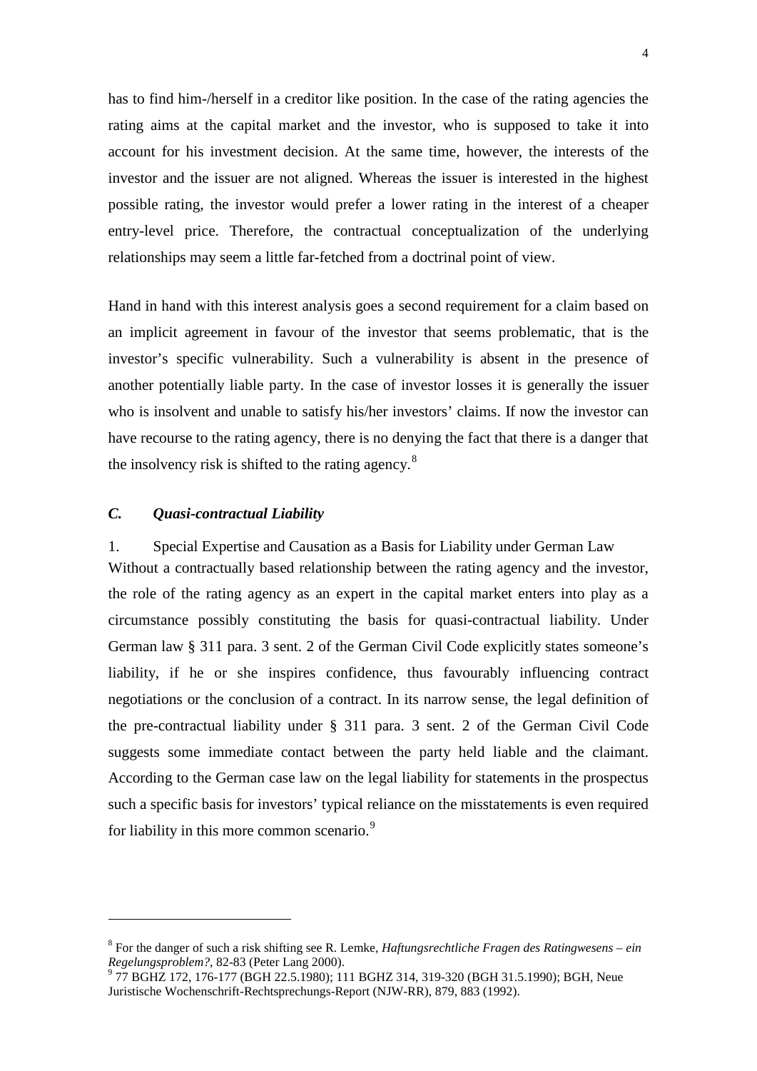has to find him-/herself in a creditor like position. In the case of the rating agencies the rating aims at the capital market and the investor, who is supposed to take it into account for his investment decision. At the same time, however, the interests of the investor and the issuer are not aligned. Whereas the issuer is interested in the highest possible rating, the investor would prefer a lower rating in the interest of a cheaper entry-level price. Therefore, the contractual conceptualization of the underlying relationships may seem a little far-fetched from a doctrinal point of view.

Hand in hand with this interest analysis goes a second requirement for a claim based on an implicit agreement in favour of the investor that seems problematic, that is the investor's specific vulnerability. Such a vulnerability is absent in the presence of another potentially liable party. In the case of investor losses it is generally the issuer who is insolvent and unable to satisfy his/her investors' claims. If now the investor can have recourse to the rating agency, there is no denying the fact that there is a danger that the insolvency risk is shifted to the rating agency.[8]

### *C. Quasi-contractual Liability*

1. Special Expertise and Causation as a Basis for Liability under German Law

Without a contractually based relationship between the rating agency and the investor, the role of the rating agency as an expert in the capital market enters into play as a circumstance possibly constituting the basis for quasi-contractual liability. Under German law § 311 para. 3 sent. 2 of the German Civil Code explicitly states someone's liability, if he or she inspires confidence, thus favourably influencing contract negotiations or the conclusion of a contract. In its narrow sense, the legal definition of the pre-contractual liability under § 311 para. 3 sent. 2 of the German Civil Code suggests some immediate contact between the party held liable and the claimant. According to the German case law on the legal liability for statements in the prospectus such a specific basis for investors' typical reliance on the misstatements is even required for liability in this more common scenario.[9]

---

[8] For the danger of such a risk shifting see R. Lemke, *Haftungsrechtliche Fragen des Ratingwesens – ein Regelungsproblem?*, 82-83 (Peter Lang 2000).

[9] 77 BGHZ 172, 176-177 (BGH 22.5.1980); 111 BGHZ 314, 319-320 (BGH 31.5.1990); BGH, Neue Juristische Wochenschrift-Rechtsprechungs-Report (NJW-RR), 879, 883 (1992).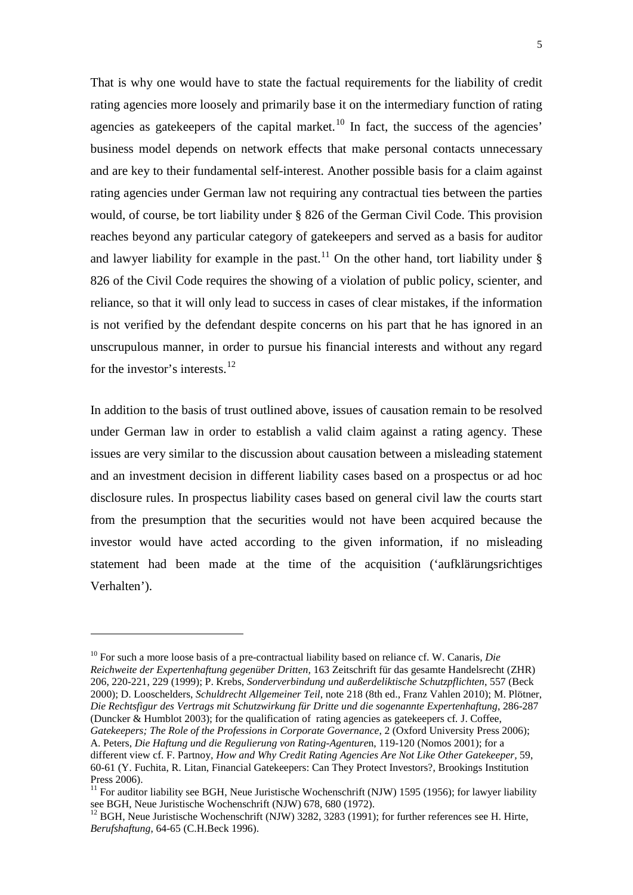That is why one would have to state the factual requirements for the liability of credit rating agencies more loosely and primarily base it on the intermediary function of rating agencies as gatekeepers of the capital market.[10] In fact, the success of the agencies' business model depends on network effects that make personal contacts unnecessary and are key to their fundamental self-interest. Another possible basis for a claim against rating agencies under German law not requiring any contractual ties between the parties would, of course, be tort liability under § 826 of the German Civil Code. This provision reaches beyond any particular category of gatekeepers and served as a basis for auditor and lawyer liability for example in the past.[11] On the other hand, tort liability under § 826 of the Civil Code requires the showing of a violation of public policy, scienter, and reliance, so that it will only lead to success in cases of clear mistakes, if the information is not verified by the defendant despite concerns on his part that he has ignored in an unscrupulous manner, in order to pursue his financial interests and without any regard for the investor's interests.[12]

In addition to the basis of trust outlined above, issues of causation remain to be resolved under German law in order to establish a valid claim against a rating agency. These issues are very similar to the discussion about causation between a misleading statement and an investment decision in different liability cases based on a prospectus or ad hoc disclosure rules. In prospectus liability cases based on general civil law the courts start from the presumption that the securities would not have been acquired because the investor would have acted according to the given information, if no misleading statement had been made at the time of the acquisition ('aufklärungsrichtiges Verhalten').

---

[10] For such a more loose basis of a pre-contractual liability based on reliance cf. W. Canaris, *Die Reichweite der Expertenhaftung gegenüber Dritten*, 163 Zeitschrift für das gesamte Handelsrecht (ZHR) 206, 220-221, 229 (1999); P. Krebs, *Sonderverbindung und außerdeliktische Schutzpflichten*, 557 (Beck 2000); D. Looschelders, *Schuldrecht Allgemeiner Teil*, note 218 (8th ed., Franz Vahlen 2010); M. Plötner, *Die Rechtsfigur des Vertrags mit Schutzwirkung für Dritte und die sogenannte Expertenhaftung*, 286-287 (Duncker & Humblot 2003); for the qualification of rating agencies as gatekeepers cf. J. Coffee, *Gatekeepers; The Role of the Professions in Corporate Governance*, 2 (Oxford University Press 2006); A. Peters, *Die Haftung und die Regulierung von Rating-Agenturen*, 119-120 (Nomos 2001); for a different view cf. F. Partnoy, *How and Why Credit Rating Agencies Are Not Like Other Gatekeeper*, 59, 60-61 (Y. Fuchita, R. Litan, Financial Gatekeepers: Can They Protect Investors?, Brookings Institution Press 2006).

[11] For auditor liability see BGH, Neue Juristische Wochenschrift (NJW) 1595 (1956); for lawyer liability see BGH, Neue Juristische Wochenschrift (NJW) 678, 680 (1972).

[12] BGH, Neue Juristische Wochenschrift (NJW) 3282, 3283 (1991); for further references see H. Hirte, *Berufshaftung*, 64-65 (C.H.Beck 1996).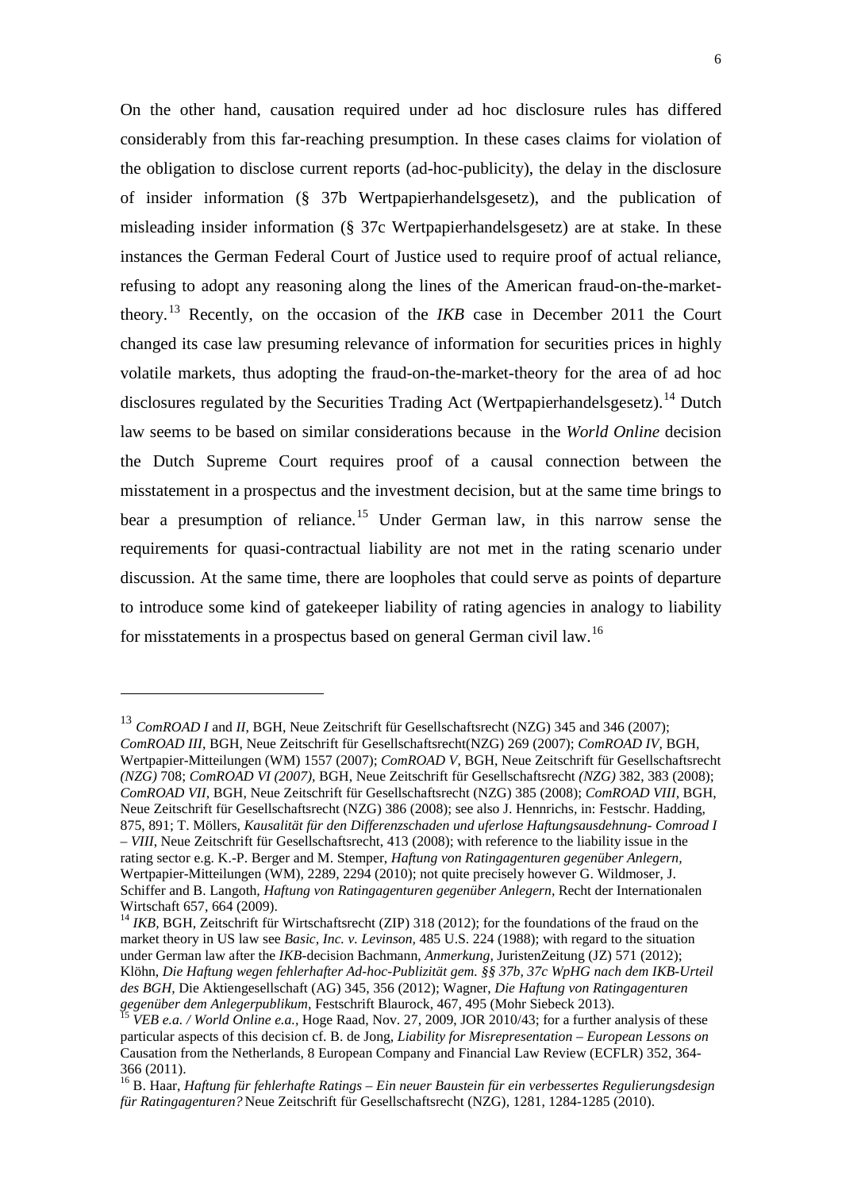On the other hand, causation required under ad hoc disclosure rules has differed considerably from this far-reaching presumption. In these cases claims for violation of the obligation to disclose current reports (ad-hoc-publicity), the delay in the disclosure of insider information (§ 37b Wertpapierhandelsgesetz), and the publication of misleading insider information (§ 37c Wertpapierhandelsgesetz) are at stake. In these instances the German Federal Court of Justice used to require proof of actual reliance, refusing to adopt any reasoning along the lines of the American fraud-on-the-market-theory.[13] Recently, on the occasion of the *IKB* case in December 2011 the Court changed its case law presuming relevance of information for securities prices in highly volatile markets, thus adopting the fraud-on-the-market-theory for the area of ad hoc disclosures regulated by the Securities Trading Act (Wertpapierhandelsgesetz).[14] Dutch law seems to be based on similar considerations because in the *World Online* decision the Dutch Supreme Court requires proof of a causal connection between the misstatement in a prospectus and the investment decision, but at the same time brings to bear a presumption of reliance.[15] Under German law, in this narrow sense the requirements for quasi-contractual liability are not met in the rating scenario under discussion. At the same time, there are loopholes that could serve as points of departure to introduce some kind of gatekeeper liability of rating agencies in analogy to liability for misstatements in a prospectus based on general German civil law.[16]

---

[13] *ComROAD I* and *II*, BGH, Neue Zeitschrift für Gesellschaftsrecht (NZG) 345 and 346 (2007); *ComROAD III*, BGH, Neue Zeitschrift für Gesellschaftsrecht(NZG) 269 (2007); *ComROAD IV*, BGH, Wertpapier-Mitteilungen (WM) 1557 (2007); *ComROAD V*, BGH, Neue Zeitschrift für Gesellschaftsrecht *(NZG)* 708; *ComROAD VI (2007)*, BGH, Neue Zeitschrift für Gesellschaftsrecht *(NZG)* 382, 383 (2008); *ComROAD VII*, BGH, Neue Zeitschrift für Gesellschaftsrecht (NZG) 385 (2008); *ComROAD VIII*, BGH, Neue Zeitschrift für Gesellschaftsrecht (NZG) 386 (2008); see also J. Hennrichs, in: Festschr. Hadding, 875, 891; T. Möllers, *Kausalität für den Differenzschaden und uferlose Haftungsausdehnung- Comroad I – VIII*, Neue Zeitschrift für Gesellschaftsrecht, 413 (2008); with reference to the liability issue in the rating sector e.g. K.-P. Berger and M. Stemper, *Haftung von Ratingagenturen gegenüber Anlegern*, Wertpapier-Mitteilungen (WM), 2289, 2294 (2010); not quite precisely however G. Wildmoser, J. Schiffer and B. Langoth, *Haftung von Ratingagenturen gegenüber Anlegern*, Recht der Internationalen Wirtschaft 657, 664 (2009).

[14] *IKB*, BGH, Zeitschrift für Wirtschaftsrecht (ZIP) 318 (2012); for the foundations of the fraud on the market theory in US law see *Basic, Inc. v. Levinson*, 485 U.S. 224 (1988); with regard to the situation under German law after the *IKB*-decision Bachmann, *Anmerkung*, JuristenZeitung (JZ) 571 (2012); Klöhn, *Die Haftung wegen fehlerhafter Ad-hoc-Publizität gem. §§ 37b, 37c WpHG nach dem IKB-Urteil des BGH*, Die Aktiengesellschaft (AG) 345, 356 (2012); Wagner, *Die Haftung von Ratingagenturen gegenüber dem Anlegerpublikum*, Festschrift Blaurock, 467, 495 (Mohr Siebeck 2013).

[15] *VEB e.a. / World Online e.a.*, Hoge Raad, Nov. 27, 2009, JOR 2010/43; for a further analysis of these particular aspects of this decision cf. B. de Jong, *Liability for Misrepresentation – European Lessons on* Causation from the Netherlands, 8 European Company and Financial Law Review (ECFLR) 352, 364-366 (2011).

[16] B. Haar, *Haftung für fehlerhafte Ratings – Ein neuer Baustein für ein verbessertes Regulierungsdesign für Ratingagenturen?* Neue Zeitschrift für Gesellschaftsrecht (NZG), 1281, 1284-1285 (2010).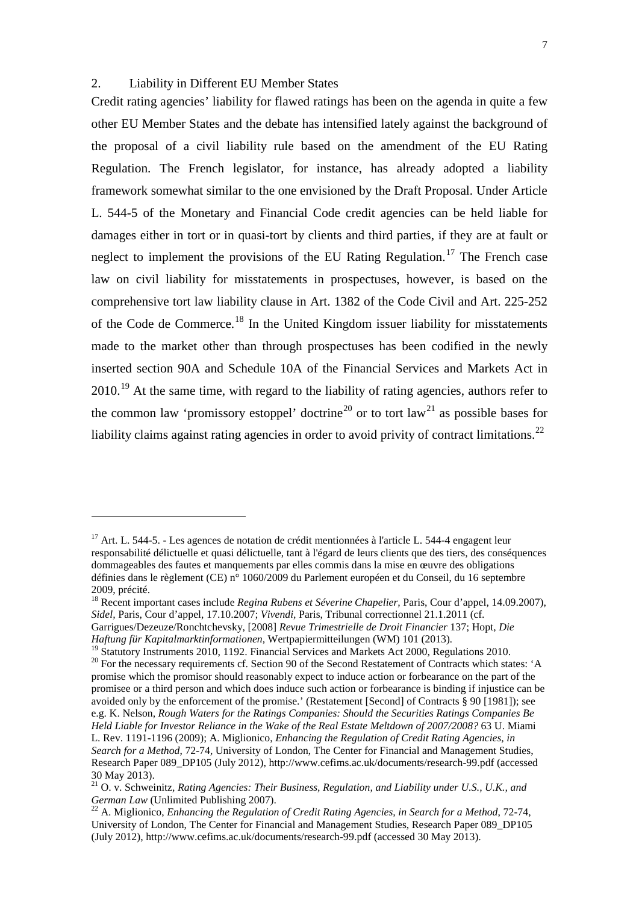## 2. Liability in Different EU Member States

Credit rating agencies' liability for flawed ratings has been on the agenda in quite a few other EU Member States and the debate has intensified lately against the background of the proposal of a civil liability rule based on the amendment of the EU Rating Regulation. The French legislator, for instance, has already adopted a liability framework somewhat similar to the one envisioned by the Draft Proposal. Under Article L. 544-5 of the Monetary and Financial Code credit agencies can be held liable for damages either in tort or in quasi-tort by clients and third parties, if they are at fault or neglect to implement the provisions of the EU Rating Regulation.[17] The French case law on civil liability for misstatements in prospectuses, however, is based on the comprehensive tort law liability clause in Art. 1382 of the Code Civil and Art. 225-252 of the Code de Commerce.[18] In the United Kingdom issuer liability for misstatements made to the market other than through prospectuses has been codified in the newly inserted section 90A and Schedule 10A of the Financial Services and Markets Act in 2010.[19] At the same time, with regard to the liability of rating agencies, authors refer to the common law 'promissory estoppel' doctrine[20] or to tort law[21] as possible bases for liability claims against rating agencies in order to avoid privity of contract limitations.[22]

---

[17] Art. L. 544-5. - Les agences de notation de crédit mentionnées à l'article L. 544-4 engagent leur responsabilité délictuelle et quasi délictuelle, tant à l'égard de leurs clients que des tiers, des conséquences dommageables des fautes et manquements par elles commis dans la mise en œuvre des obligations définies dans le règlement (CE) n° 1060/2009 du Parlement européen et du Conseil, du 16 septembre 2009, précité.

[18] Recent important cases include *Regina Rubens et Séverine Chapelier*, Paris, Cour d'appel, 14.09.2007), *Sidel*, Paris, Cour d'appel, 17.10.2007; *Vivendi*, Paris, Tribunal correctionnel 21.1.2011 (cf. Garrigues/Dezeuze/Ronchtchevsky, [2008] *Revue Trimestrielle de Droit Financier* 137; Hopt, *Die Haftung für Kapitalmarktinformationen*, Wertpapiermitteilungen (WM) 101 (2013).

[19] Statutory Instruments 2010, 1192. Financial Services and Markets Act 2000, Regulations 2010.

[20] For the necessary requirements cf. Section 90 of the Second Restatement of Contracts which states: 'A promise which the promisor should reasonably expect to induce action or forbearance on the part of the promisee or a third person and which does induce such action or forbearance is binding if injustice can be avoided only by the enforcement of the promise.' (Restatement [Second] of Contracts § 90 [1981]); see e.g. K. Nelson, *Rough Waters for the Ratings Companies: Should the Securities Ratings Companies Be Held Liable for Investor Reliance in the Wake of the Real Estate Meltdown of 2007/2008?* 63 U. Miami L. Rev. 1191-1196 (2009); A. Miglionico, *Enhancing the Regulation of Credit Rating Agencies, in Search for a Method*, 72-74, University of London, The Center for Financial and Management Studies, Research Paper 089_DP105 (July 2012), http://www.cefims.ac.uk/documents/research-99.pdf (accessed 30 May 2013).

[21] O. v. Schweinitz, *Rating Agencies: Their Business, Regulation, and Liability under U.S., U.K., and German Law* (Unlimited Publishing 2007).

[22] A. Miglionico, *Enhancing the Regulation of Credit Rating Agencies, in Search for a Method*, 72-74, University of London, The Center for Financial and Management Studies, Research Paper 089_DP105 (July 2012), http://www.cefims.ac.uk/documents/research-99.pdf (accessed 30 May 2013).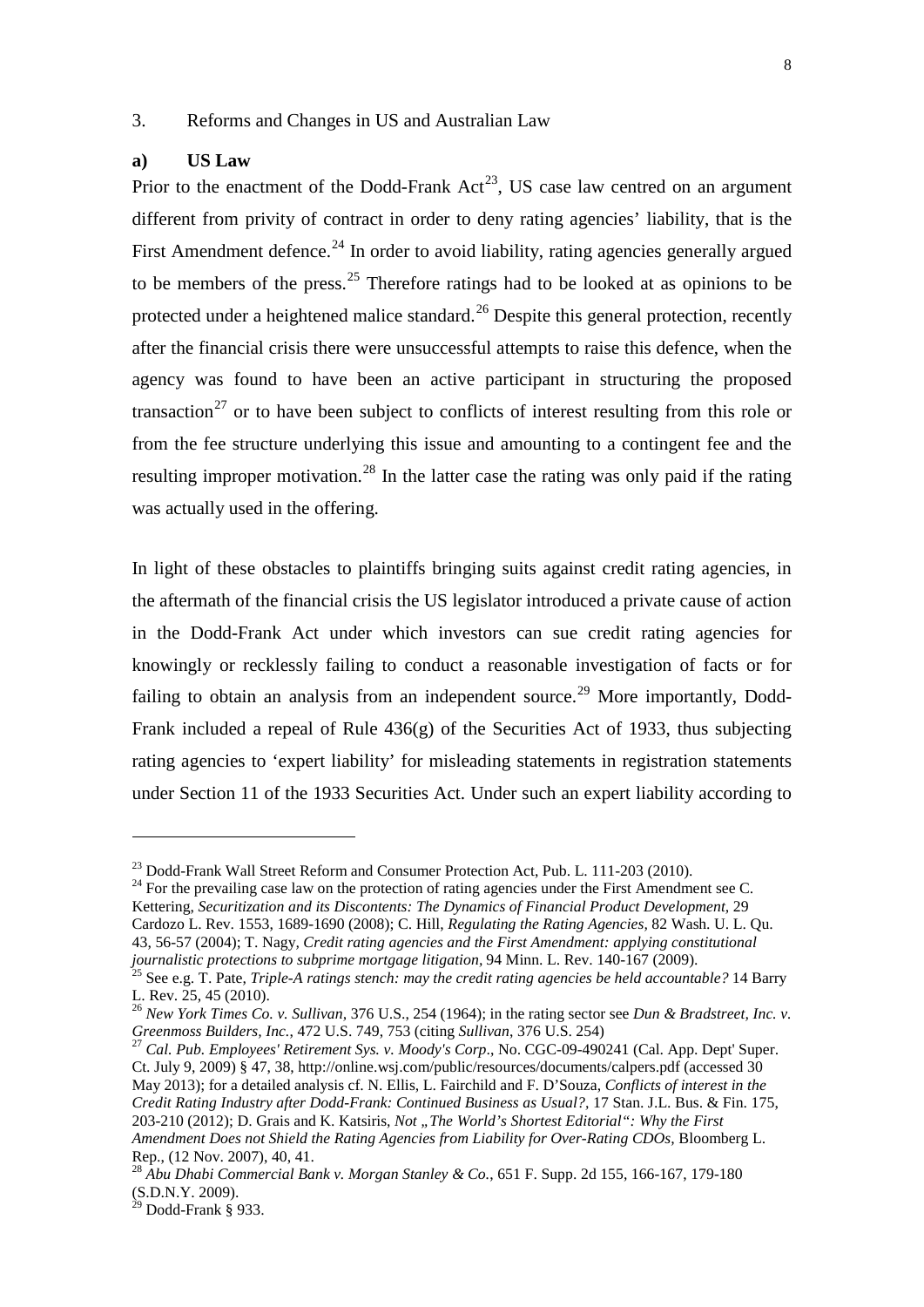3. Reforms and Changes in US and Australian Law

**a) US Law**

Prior to the enactment of the Dodd-Frank Act[23], US case law centred on an argument different from privity of contract in order to deny rating agencies' liability, that is the First Amendment defence.[24] In order to avoid liability, rating agencies generally argued to be members of the press.[25] Therefore ratings had to be looked at as opinions to be protected under a heightened malice standard.[26] Despite this general protection, recently after the financial crisis there were unsuccessful attempts to raise this defence, when the agency was found to have been an active participant in structuring the proposed transaction[27] or to have been subject to conflicts of interest resulting from this role or from the fee structure underlying this issue and amounting to a contingent fee and the resulting improper motivation.[28] In the latter case the rating was only paid if the rating was actually used in the offering.

In light of these obstacles to plaintiffs bringing suits against credit rating agencies, in the aftermath of the financial crisis the US legislator introduced a private cause of action in the Dodd-Frank Act under which investors can sue credit rating agencies for knowingly or recklessly failing to conduct a reasonable investigation of facts or for failing to obtain an analysis from an independent source.[29] More importantly, Dodd-Frank included a repeal of Rule 436(g) of the Securities Act of 1933, thus subjecting rating agencies to 'expert liability' for misleading statements in registration statements under Section 11 of the 1933 Securities Act. Under such an expert liability according to

---

[23] Dodd-Frank Wall Street Reform and Consumer Protection Act, Pub. L. 111-203 (2010).

[24] For the prevailing case law on the protection of rating agencies under the First Amendment see C. Kettering, *Securitization and its Discontents: The Dynamics of Financial Product Development*, 29 Cardozo L. Rev. 1553, 1689-1690 (2008); C. Hill, *Regulating the Rating Agencies*, 82 Wash. U. L. Qu. 43, 56-57 (2004); T. Nagy, *Credit rating agencies and the First Amendment: applying constitutional journalistic protections to subprime mortgage litigation*, 94 Minn. L. Rev. 140-167 (2009).

[25] See e.g. T. Pate, *Triple-A ratings stench: may the credit rating agencies be held accountable?* 14 Barry L. Rev. 25, 45 (2010).

[26] *New York Times Co. v. Sullivan*, 376 U.S., 254 (1964); in the rating sector see *Dun & Bradstreet, Inc. v. Greenmoss Builders, Inc.*, 472 U.S. 749, 753 (citing *Sullivan*, 376 U.S. 254)

[27] *Cal. Pub. Employees' Retirement Sys. v. Moody's Corp*., No. CGC-09-490241 (Cal. App. Dept' Super. Ct. July 9, 2009) § 47, 38, http://online.wsj.com/public/resources/documents/calpers.pdf (accessed 30 May 2013); for a detailed analysis cf. N. Ellis, L. Fairchild and F. D'Souza, *Conflicts of interest in the Credit Rating Industry after Dodd-Frank: Continued Business as Usual?*, 17 Stan. J.L. Bus. & Fin. 175, 203-210 (2012); D. Grais and K. Katsiris, *Not „The World's Shortest Editorial": Why the First Amendment Does not Shield the Rating Agencies from Liability for Over-Rating CDOs*, Bloomberg L. Rep., (12 Nov. 2007), 40, 41.

[28] *Abu Dhabi Commercial Bank v. Morgan Stanley & Co.*, 651 F. Supp. 2d 155, 166-167, 179-180 (S.D.N.Y. 2009).

[29] Dodd-Frank § 933.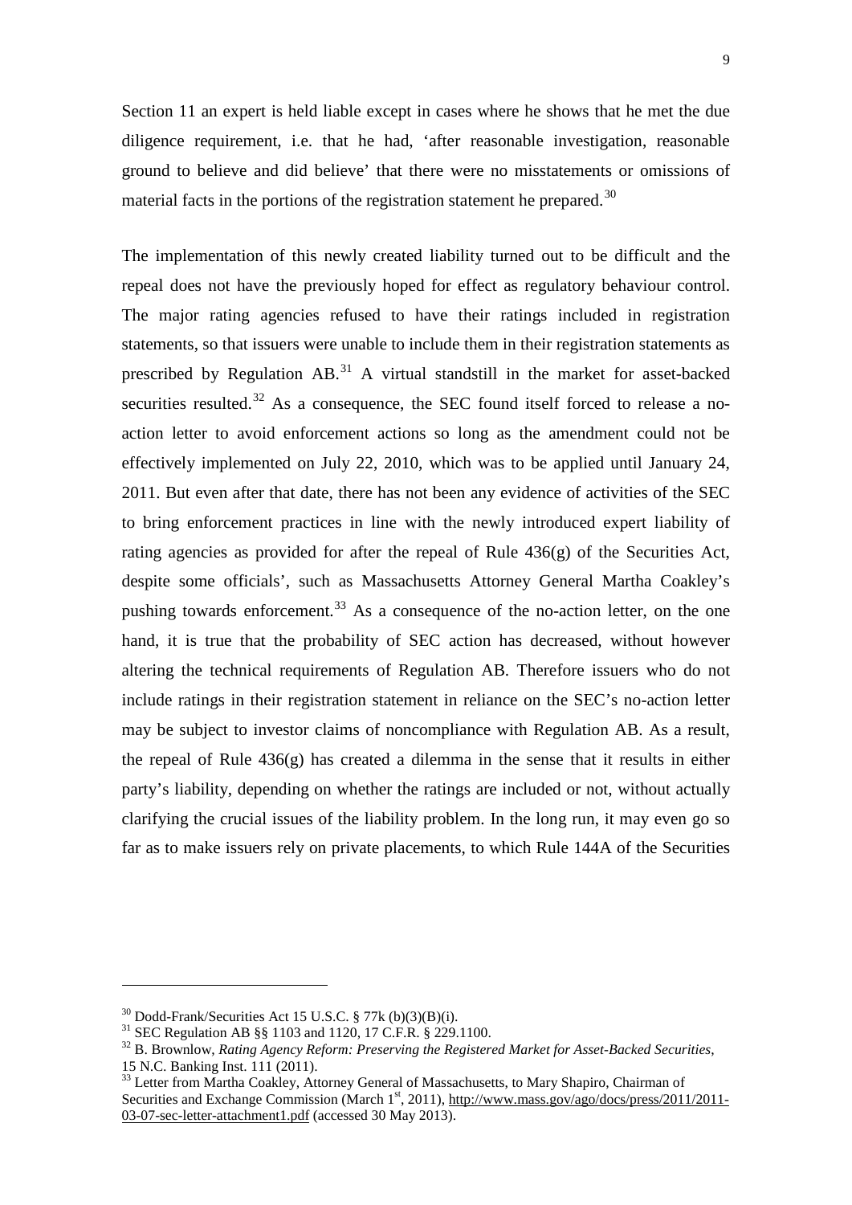Section 11 an expert is held liable except in cases where he shows that he met the due diligence requirement, i.e. that he had, 'after reasonable investigation, reasonable ground to believe and did believe' that there were no misstatements or omissions of material facts in the portions of the registration statement he prepared.[30]

The implementation of this newly created liability turned out to be difficult and the repeal does not have the previously hoped for effect as regulatory behaviour control. The major rating agencies refused to have their ratings included in registration statements, so that issuers were unable to include them in their registration statements as prescribed by Regulation AB.[31] A virtual standstill in the market for asset-backed securities resulted.[32] As a consequence, the SEC found itself forced to release a no-action letter to avoid enforcement actions so long as the amendment could not be effectively implemented on July 22, 2010, which was to be applied until January 24, 2011. But even after that date, there has not been any evidence of activities of the SEC to bring enforcement practices in line with the newly introduced expert liability of rating agencies as provided for after the repeal of Rule 436(g) of the Securities Act, despite some officials', such as Massachusetts Attorney General Martha Coakley's pushing towards enforcement.[33] As a consequence of the no-action letter, on the one hand, it is true that the probability of SEC action has decreased, without however altering the technical requirements of Regulation AB. Therefore issuers who do not include ratings in their registration statement in reliance on the SEC's no-action letter may be subject to investor claims of noncompliance with Regulation AB. As a result, the repeal of Rule 436(g) has created a dilemma in the sense that it results in either party's liability, depending on whether the ratings are included or not, without actually clarifying the crucial issues of the liability problem. In the long run, it may even go so far as to make issuers rely on private placements, to which Rule 144A of the Securities

---

[30] Dodd-Frank/Securities Act 15 U.S.C. § 77k (b)(3)(B)(i).

[31] SEC Regulation AB §§ 1103 and 1120, 17 C.F.R. § 229.1100.

[32] B. Brownlow, *Rating Agency Reform: Preserving the Registered Market for Asset-Backed Securities*, 15 N.C. Banking Inst. 111 (2011).

[33] Letter from Martha Coakley, Attorney General of Massachusetts, to Mary Shapiro, Chairman of Securities and Exchange Commission (March 1st, 2011), http://www.mass.gov/ago/docs/press/2011/2011-03-07-sec-letter-attachment1.pdf (accessed 30 May 2013).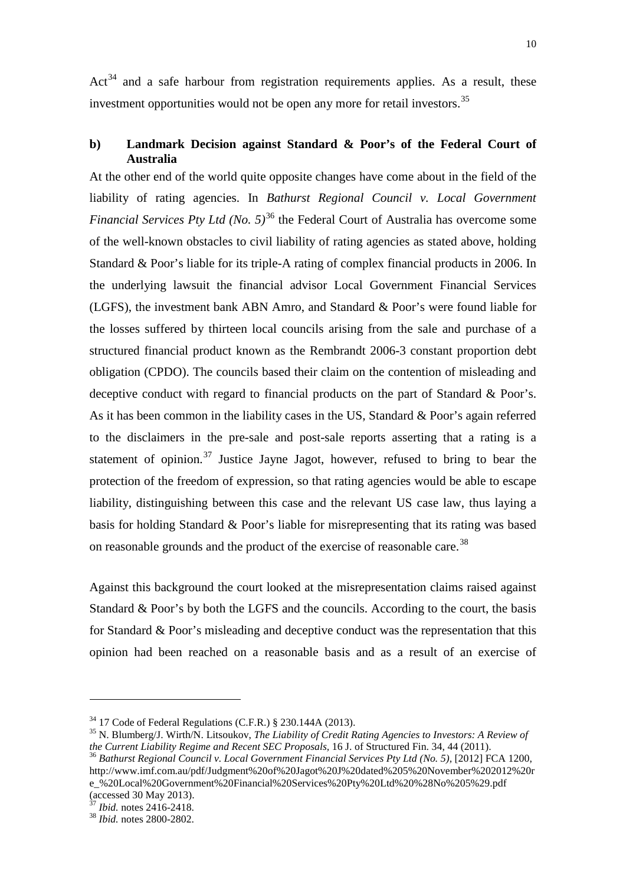Act[34] and a safe harbour from registration requirements applies. As a result, these investment opportunities would not be open any more for retail investors.[35]

### b) Landmark Decision against Standard & Poor's of the Federal Court of Australia

At the other end of the world quite opposite changes have come about in the field of the liability of rating agencies. In *Bathurst Regional Council v. Local Government Financial Services Pty Ltd (No. 5)*[36] the Federal Court of Australia has overcome some of the well-known obstacles to civil liability of rating agencies as stated above, holding Standard & Poor's liable for its triple-A rating of complex financial products in 2006. In the underlying lawsuit the financial advisor Local Government Financial Services (LGFS), the investment bank ABN Amro, and Standard & Poor's were found liable for the losses suffered by thirteen local councils arising from the sale and purchase of a structured financial product known as the Rembrandt 2006-3 constant proportion debt obligation (CPDO). The councils based their claim on the contention of misleading and deceptive conduct with regard to financial products on the part of Standard & Poor's. As it has been common in the liability cases in the US, Standard & Poor's again referred to the disclaimers in the pre-sale and post-sale reports asserting that a rating is a statement of opinion.[37] Justice Jayne Jagot, however, refused to bring to bear the protection of the freedom of expression, so that rating agencies would be able to escape liability, distinguishing between this case and the relevant US case law, thus laying a basis for holding Standard & Poor's liable for misrepresenting that its rating was based on reasonable grounds and the product of the exercise of reasonable care.[38]

Against this background the court looked at the misrepresentation claims raised against Standard & Poor's by both the LGFS and the councils. According to the court, the basis for Standard & Poor's misleading and deceptive conduct was the representation that this opinion had been reached on a reasonable basis and as a result of an exercise of

---

[34] 17 Code of Federal Regulations (C.F.R.) § 230.144A (2013).

[35] N. Blumberg/J. Wirth/N. Litsoukov, *The Liability of Credit Rating Agencies to Investors: A Review of the Current Liability Regime and Recent SEC Proposals*, 16 J. of Structured Fin. 34, 44 (2011).

[36] *Bathurst Regional Council v. Local Government Financial Services Pty Ltd (No. 5)*, [2012] FCA 1200, http://www.imf.com.au/pdf/Judgment%20of%20Jagot%20J%20dated%205%20November%202012%20re_%20Local%20Government%20Financial%20Services%20Pty%20Ltd%20%28No%205%29.pdf (accessed 30 May 2013).

[37] *Ibid.* notes 2416-2418.

[38] *Ibid.* notes 2800-2802.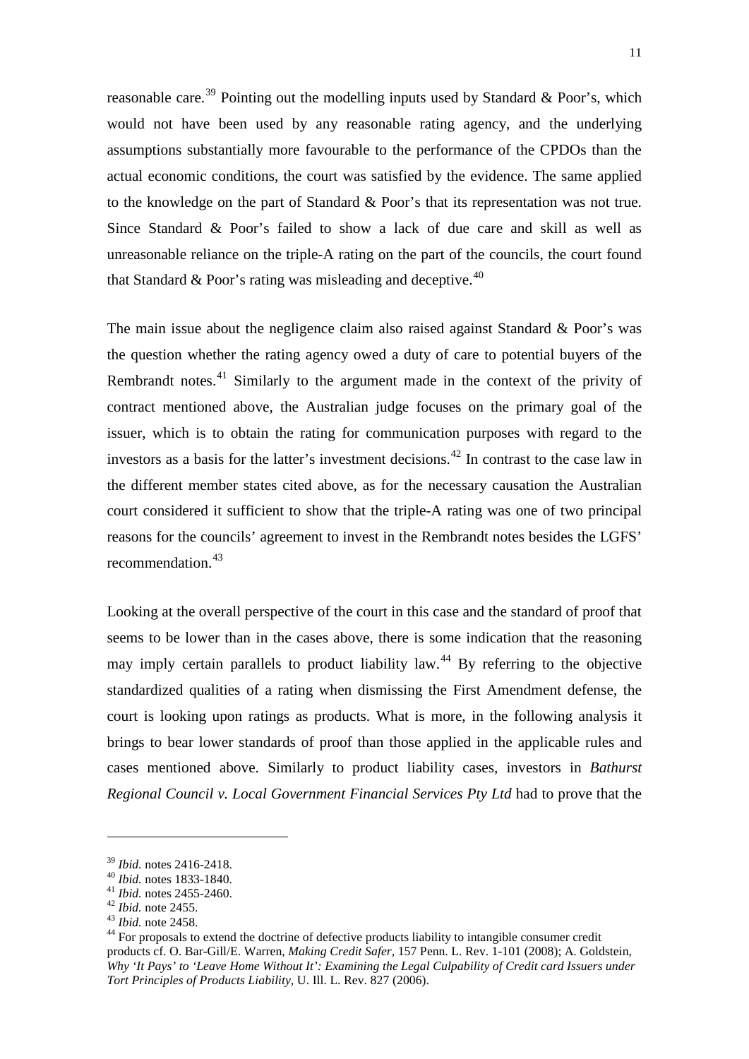reasonable care.[39] Pointing out the modelling inputs used by Standard & Poor's, which would not have been used by any reasonable rating agency, and the underlying assumptions substantially more favourable to the performance of the CPDOs than the actual economic conditions, the court was satisfied by the evidence. The same applied to the knowledge on the part of Standard & Poor's that its representation was not true. Since Standard & Poor's failed to show a lack of due care and skill as well as unreasonable reliance on the triple-A rating on the part of the councils, the court found that Standard & Poor's rating was misleading and deceptive.[40]

The main issue about the negligence claim also raised against Standard & Poor's was the question whether the rating agency owed a duty of care to potential buyers of the Rembrandt notes.[41] Similarly to the argument made in the context of the privity of contract mentioned above, the Australian judge focuses on the primary goal of the issuer, which is to obtain the rating for communication purposes with regard to the investors as a basis for the latter's investment decisions.[42] In contrast to the case law in the different member states cited above, as for the necessary causation the Australian court considered it sufficient to show that the triple-A rating was one of two principal reasons for the councils' agreement to invest in the Rembrandt notes besides the LGFS' recommendation.[43]

Looking at the overall perspective of the court in this case and the standard of proof that seems to be lower than in the cases above, there is some indication that the reasoning may imply certain parallels to product liability law.[44] By referring to the objective standardized qualities of a rating when dismissing the First Amendment defense, the court is looking upon ratings as products. What is more, in the following analysis it brings to bear lower standards of proof than those applied in the applicable rules and cases mentioned above. Similarly to product liability cases, investors in *Bathurst Regional Council v. Local Government Financial Services Pty Ltd* had to prove that the

---

[39] *Ibid.* notes 2416-2418.

[40] *Ibid.* notes 1833-1840.

[41] *Ibid.* notes 2455-2460.

[42] *Ibid.* note 2455.

[43] *Ibid.* note 2458.

[44] For proposals to extend the doctrine of defective products liability to intangible consumer credit products cf. O. Bar-Gill/E. Warren, *Making Credit Safer*, 157 Penn. L. Rev. 1-101 (2008); A. Goldstein, *Why 'It Pays' to 'Leave Home Without It': Examining the Legal Culpability of Credit card Issuers under Tort Principles of Products Liability*, U. Ill. L. Rev. 827 (2006).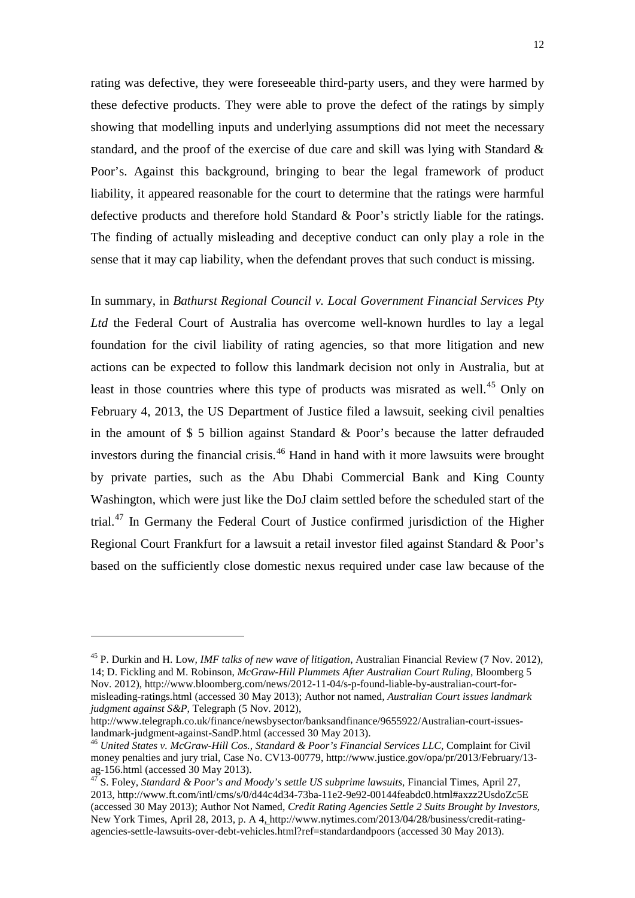rating was defective, they were foreseeable third-party users, and they were harmed by these defective products. They were able to prove the defect of the ratings by simply showing that modelling inputs and underlying assumptions did not meet the necessary standard, and the proof of the exercise of due care and skill was lying with Standard & Poor's. Against this background, bringing to bear the legal framework of product liability, it appeared reasonable for the court to determine that the ratings were harmful defective products and therefore hold Standard & Poor's strictly liable for the ratings. The finding of actually misleading and deceptive conduct can only play a role in the sense that it may cap liability, when the defendant proves that such conduct is missing.

In summary, in *Bathurst Regional Council v. Local Government Financial Services Pty Ltd* the Federal Court of Australia has overcome well-known hurdles to lay a legal foundation for the civil liability of rating agencies, so that more litigation and new actions can be expected to follow this landmark decision not only in Australia, but at least in those countries where this type of products was misrated as well.[45] Only on February 4, 2013, the US Department of Justice filed a lawsuit, seeking civil penalties in the amount of $ 5 billion against Standard & Poor's because the latter defrauded investors during the financial crisis.[46] Hand in hand with it more lawsuits were brought by private parties, such as the Abu Dhabi Commercial Bank and King County Washington, which were just like the DoJ claim settled before the scheduled start of the trial.[47] In Germany the Federal Court of Justice confirmed jurisdiction of the Higher Regional Court Frankfurt for a lawsuit a retail investor filed against Standard & Poor's based on the sufficiently close domestic nexus required under case law because of the

---

[45] P. Durkin and H. Low, *IMF talks of new wave of litigation*, Australian Financial Review (7 Nov. 2012), 14; D. Fickling and M. Robinson, *McGraw-Hill Plummets After Australian Court Ruling*, Bloomberg 5 Nov. 2012), http://www.bloomberg.com/news/2012-11-04/s-p-found-liable-by-australian-court-for-misleading-ratings.html (accessed 30 May 2013); Author not named, *Australian Court issues landmark judgment against S&P*, Telegraph (5 Nov. 2012), http://www.telegraph.co.uk/finance/newsbysector/banksandfinance/9655922/Australian-court-issues-landmark-judgment-against-SandP.html (accessed 30 May 2013).

[46] *United States v. McGraw-Hill Cos., Standard & Poor's Financial Services LLC*, Complaint for Civil money penalties and jury trial, Case No. CV13-00779, http://www.justice.gov/opa/pr/2013/February/13-ag-156.html (accessed 30 May 2013).

[47] S. Foley, *Standard & Poor's and Moody's settle US subprime lawsuits*, Financial Times, April 27, 2013, http://www.ft.com/intl/cms/s/0/d44c4d34-73ba-11e2-9e92-00144feabdc0.html#axzz2UsdoZc5E (accessed 30 May 2013); Author Not Named, *Credit Rating Agencies Settle 2 Suits Brought by Investors*, New York Times, April 28, 2013, p. A 4, http://www.nytimes.com/2013/04/28/business/credit-rating-agencies-settle-lawsuits-over-debt-vehicles.html?ref=standardandpoors (accessed 30 May 2013).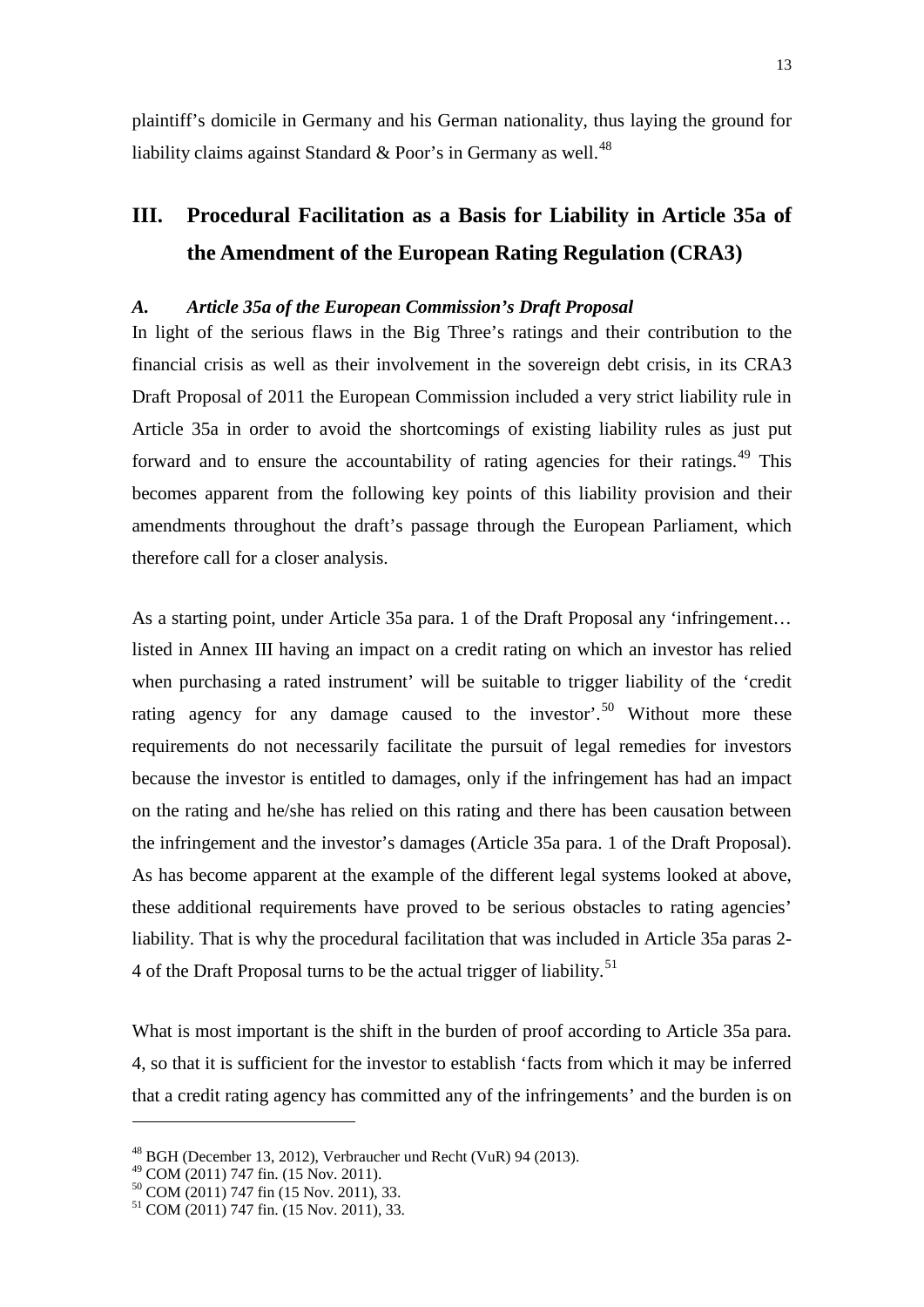plaintiff's domicile in Germany and his German nationality, thus laying the ground for liability claims against Standard & Poor's in Germany as well.[48]

## III. Procedural Facilitation as a Basis for Liability in Article 35a of the Amendment of the European Rating Regulation (CRA3)

### *A. Article 35a of the European Commission's Draft Proposal*

In light of the serious flaws in the Big Three's ratings and their contribution to the financial crisis as well as their involvement in the sovereign debt crisis, in its CRA3 Draft Proposal of 2011 the European Commission included a very strict liability rule in Article 35a in order to avoid the shortcomings of existing liability rules as just put forward and to ensure the accountability of rating agencies for their ratings.[49] This becomes apparent from the following key points of this liability provision and their amendments throughout the draft's passage through the European Parliament, which therefore call for a closer analysis.

As a starting point, under Article 35a para. 1 of the Draft Proposal any 'infringement… listed in Annex III having an impact on a credit rating on which an investor has relied when purchasing a rated instrument' will be suitable to trigger liability of the 'credit rating agency for any damage caused to the investor'.[50] Without more these requirements do not necessarily facilitate the pursuit of legal remedies for investors because the investor is entitled to damages, only if the infringement has had an impact on the rating and he/she has relied on this rating and there has been causation between the infringement and the investor's damages (Article 35a para. 1 of the Draft Proposal). As has become apparent at the example of the different legal systems looked at above, these additional requirements have proved to be serious obstacles to rating agencies' liability. That is why the procedural facilitation that was included in Article 35a paras 2-4 of the Draft Proposal turns to be the actual trigger of liability.[51]

What is most important is the shift in the burden of proof according to Article 35a para. 4, so that it is sufficient for the investor to establish 'facts from which it may be inferred that a credit rating agency has committed any of the infringements' and the burden is on

---

[48] BGH (December 13, 2012), Verbraucher und Recht (VuR) 94 (2013).
[49] COM (2011) 747 fin. (15 Nov. 2011).
[50] COM (2011) 747 fin (15 Nov. 2011), 33.
[51] COM (2011) 747 fin. (15 Nov. 2011), 33.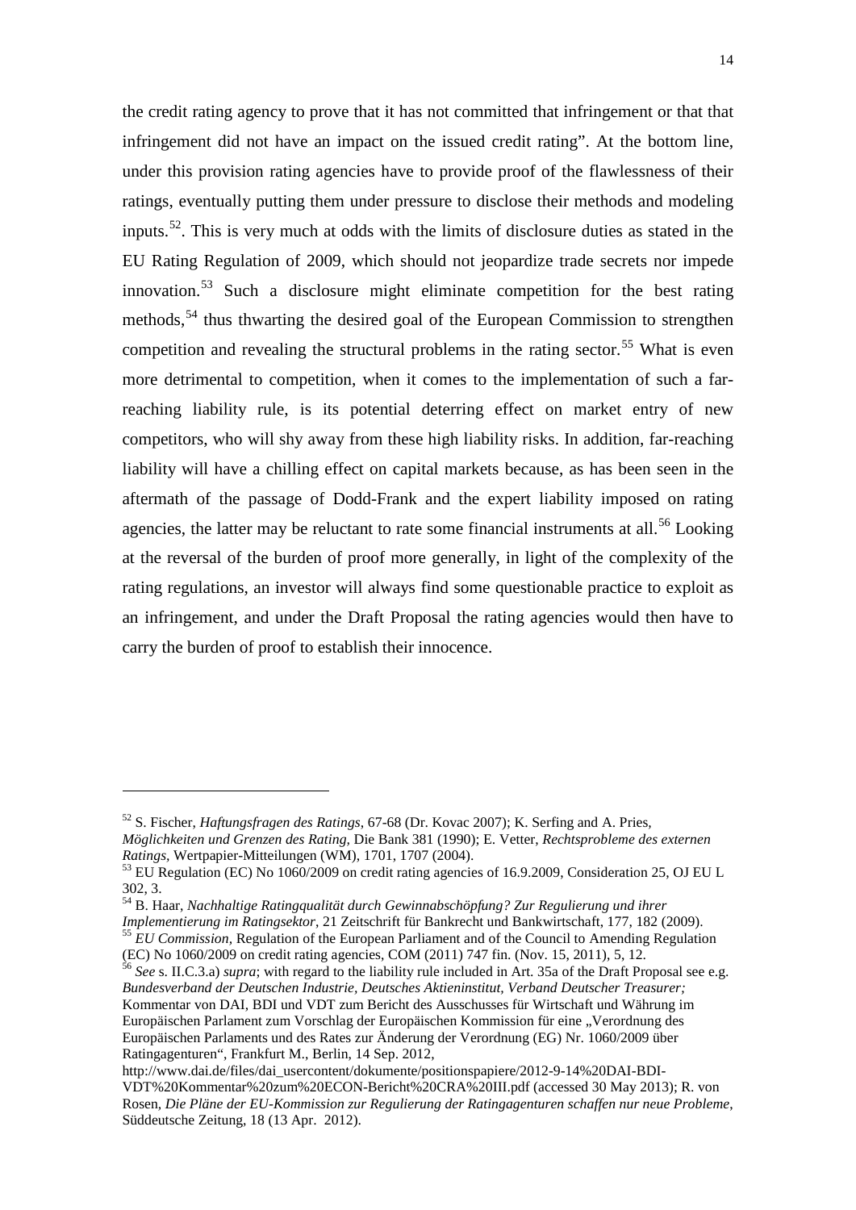the credit rating agency to prove that it has not committed that infringement or that that infringement did not have an impact on the issued credit rating". At the bottom line, under this provision rating agencies have to provide proof of the flawlessness of their ratings, eventually putting them under pressure to disclose their methods and modeling inputs.[52]. This is very much at odds with the limits of disclosure duties as stated in the EU Rating Regulation of 2009, which should not jeopardize trade secrets nor impede innovation.[53] Such a disclosure might eliminate competition for the best rating methods,[54] thus thwarting the desired goal of the European Commission to strengthen competition and revealing the structural problems in the rating sector.[55] What is even more detrimental to competition, when it comes to the implementation of such a far-reaching liability rule, is its potential deterring effect on market entry of new competitors, who will shy away from these high liability risks. In addition, far-reaching liability will have a chilling effect on capital markets because, as has been seen in the aftermath of the passage of Dodd-Frank and the expert liability imposed on rating agencies, the latter may be reluctant to rate some financial instruments at all.[56] Looking at the reversal of the burden of proof more generally, in light of the complexity of the rating regulations, an investor will always find some questionable practice to exploit as an infringement, and under the Draft Proposal the rating agencies would then have to carry the burden of proof to establish their innocence.

---

[52] S. Fischer, *Haftungsfragen des Ratings*, 67-68 (Dr. Kovac 2007); K. Serfing and A. Pries, *Möglichkeiten und Grenzen des Rating*, Die Bank 381 (1990); E. Vetter, *Rechtsprobleme des externen Ratings*, Wertpapier-Mitteilungen (WM), 1701, 1707 (2004).

[53] EU Regulation (EC) No 1060/2009 on credit rating agencies of 16.9.2009, Consideration 25, OJ EU L 302, 3.

[54] B. Haar, *Nachhaltige Ratingqualität durch Gewinnabschöpfung? Zur Regulierung und ihrer Implementierung im Ratingsektor*, 21 Zeitschrift für Bankrecht und Bankwirtschaft, 177, 182 (2009).

[55] *EU Commission*, Regulation of the European Parliament and of the Council to Amending Regulation (EC) No 1060/2009 on credit rating agencies, COM (2011) 747 fin. (Nov. 15, 2011), 5, 12.

[56] *See* s. II.C.3.a) *supra*; with regard to the liability rule included in Art. 35a of the Draft Proposal see e.g. *Bundesverband der Deutschen Industrie, Deutsches Aktieninstitut, Verband Deutscher Treasurer;* Kommentar von DAI, BDI und VDT zum Bericht des Ausschusses für Wirtschaft und Währung im Europäischen Parlament zum Vorschlag der Europäischen Kommission für eine „Verordnung des Europäischen Parlaments und des Rates zur Änderung der Verordnung (EG) Nr. 1060/2009 über Ratingagenturen", Frankfurt M., Berlin, 14 Sep. 2012, http://www.dai.de/files/dai_usercontent/dokumente/positionspapiere/2012-9-14%20DAI-BDI-VDT%20Kommentar%20zum%20ECON-Bericht%20CRA%20III.pdf (accessed 30 May 2013); R. von Rosen, *Die Pläne der EU-Kommission zur Regulierung der Ratingagenturen schaffen nur neue Probleme*, Süddeutsche Zeitung, 18 (13 Apr. 2012).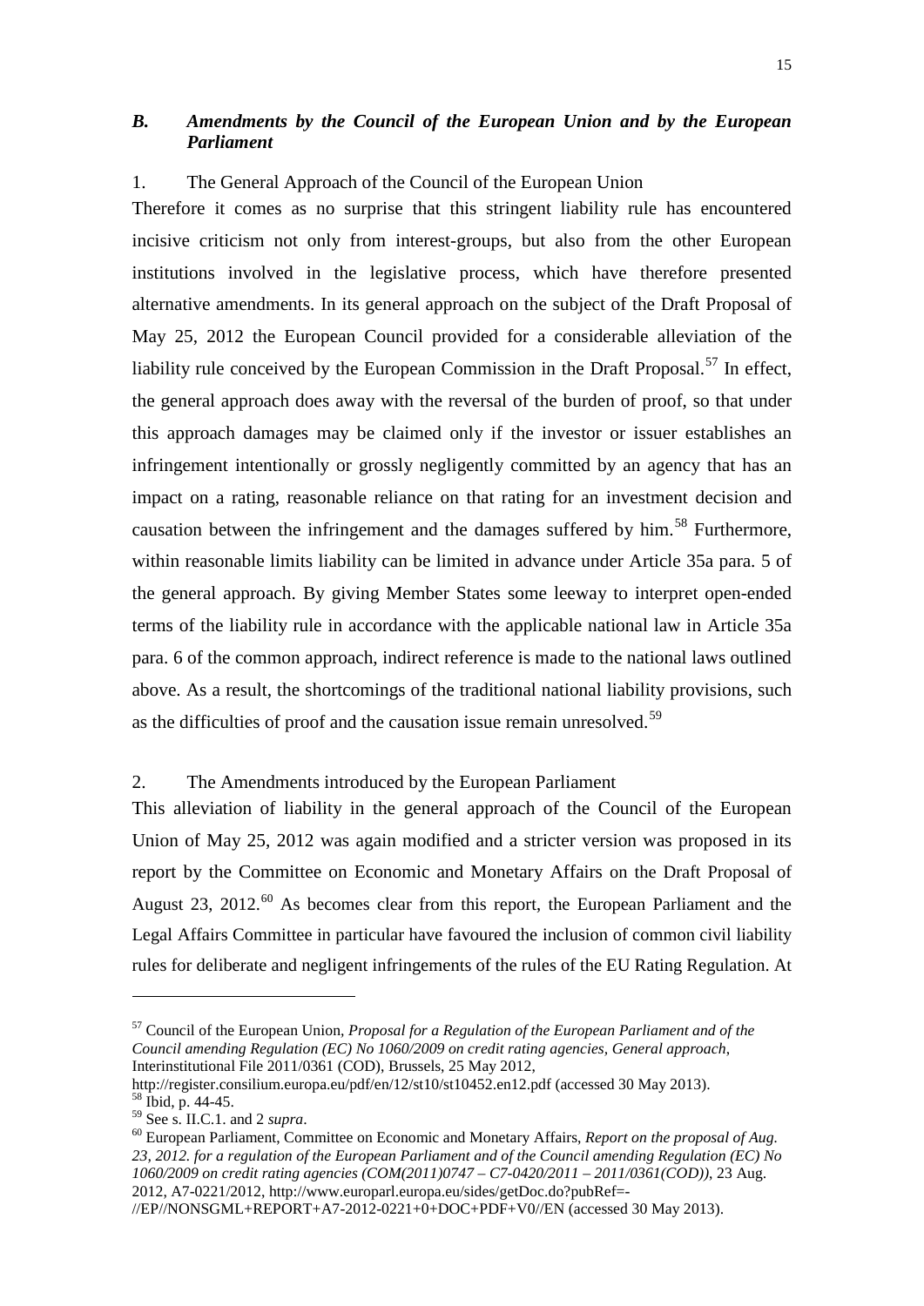### *B. Amendments by the Council of the European Union and by the European Parliament*

1. The General Approach of the Council of the European Union

Therefore it comes as no surprise that this stringent liability rule has encountered incisive criticism not only from interest-groups, but also from the other European institutions involved in the legislative process, which have therefore presented alternative amendments. In its general approach on the subject of the Draft Proposal of May 25, 2012 the European Council provided for a considerable alleviation of the liability rule conceived by the European Commission in the Draft Proposal.[57] In effect, the general approach does away with the reversal of the burden of proof, so that under this approach damages may be claimed only if the investor or issuer establishes an infringement intentionally or grossly negligently committed by an agency that has an impact on a rating, reasonable reliance on that rating for an investment decision and causation between the infringement and the damages suffered by him.[58] Furthermore, within reasonable limits liability can be limited in advance under Article 35a para. 5 of the general approach. By giving Member States some leeway to interpret open-ended terms of the liability rule in accordance with the applicable national law in Article 35a para. 6 of the common approach, indirect reference is made to the national laws outlined above. As a result, the shortcomings of the traditional national liability provisions, such as the difficulties of proof and the causation issue remain unresolved.[59]

2. The Amendments introduced by the European Parliament

This alleviation of liability in the general approach of the Council of the European Union of May 25, 2012 was again modified and a stricter version was proposed in its report by the Committee on Economic and Monetary Affairs on the Draft Proposal of August 23, 2012.[60] As becomes clear from this report, the European Parliament and the Legal Affairs Committee in particular have favoured the inclusion of common civil liability rules for deliberate and negligent infringements of the rules of the EU Rating Regulation. At

---

[57] Council of the European Union, *Proposal for a Regulation of the European Parliament and of the Council amending Regulation (EC) No 1060/2009 on credit rating agencies, General approach*, Interinstitutional File 2011/0361 (COD), Brussels, 25 May 2012, http://register.consilium.europa.eu/pdf/en/12/st10/st10452.en12.pdf (accessed 30 May 2013).

[58] Ibid, p. 44-45.

[59] See s. II.C.1. and 2 *supra*.

[60] European Parliament, Committee on Economic and Monetary Affairs, *Report on the proposal of Aug. 23, 2012. for a regulation of the European Parliament and of the Council amending Regulation (EC) No 1060/2009 on credit rating agencies (COM(2011)0747 – C7-0420/2011 – 2011/0361(COD))*, 23 Aug. 2012, A7-0221/2012, http://www.europarl.europa.eu/sides/getDoc.do?pubRef=-//EP//NONSGML+REPORT+A7-2012-0221+0+DOC+PDF+V0//EN (accessed 30 May 2013).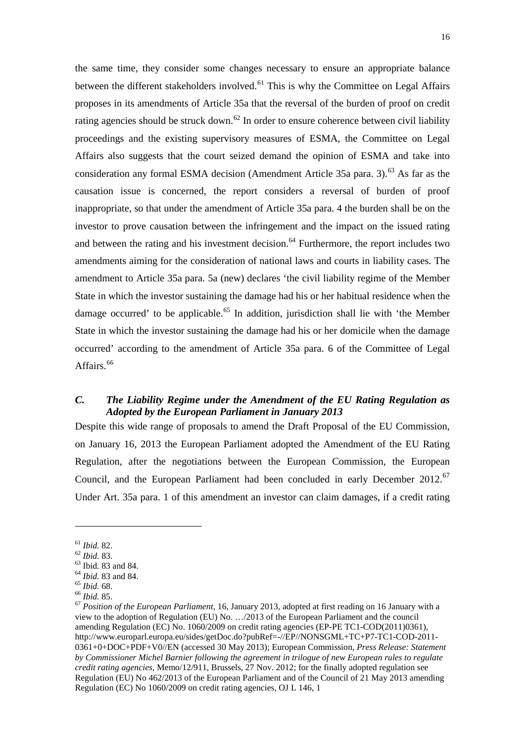the same time, they consider some changes necessary to ensure an appropriate balance between the different stakeholders involved.[61] This is why the Committee on Legal Affairs proposes in its amendments of Article 35a that the reversal of the burden of proof on credit rating agencies should be struck down.[62] In order to ensure coherence between civil liability proceedings and the existing supervisory measures of ESMA, the Committee on Legal Affairs also suggests that the court seized demand the opinion of ESMA and take into consideration any formal ESMA decision (Amendment Article 35a para. 3).[63] As far as the causation issue is concerned, the report considers a reversal of burden of proof inappropriate, so that under the amendment of Article 35a para. 4 the burden shall be on the investor to prove causation between the infringement and the impact on the issued rating and between the rating and his investment decision.[64] Furthermore, the report includes two amendments aiming for the consideration of national laws and courts in liability cases. The amendment to Article 35a para. 5a (new) declares 'the civil liability regime of the Member State in which the investor sustaining the damage had his or her habitual residence when the damage occurred' to be applicable.[65] In addition, jurisdiction shall lie with 'the Member State in which the investor sustaining the damage had his or her domicile when the damage occurred' according to the amendment of Article 35a para. 6 of the Committee of Legal Affairs.[66]

### *C. The Liability Regime under the Amendment of the EU Rating Regulation as Adopted by the European Parliament in January 2013*

Despite this wide range of proposals to amend the Draft Proposal of the EU Commission, on January 16, 2013 the European Parliament adopted the Amendment of the EU Rating Regulation, after the negotiations between the European Commission, the European Council, and the European Parliament had been concluded in early December 2012.[67] Under Art. 35a para. 1 of this amendment an investor can claim damages, if a credit rating

---

[61] *Ibid.* 82.

[62] *Ibid.* 83.

[63] Ibid. 83 and 84.

[64] *Ibid.* 83 and 84.

[65] *Ibid.* 68.

[66] *Ibid.* 85.

[67] *Position of the European Parliament*, 16, January 2013, adopted at first reading on 16 January with a view to the adoption of Regulation (EU) No. …/2013 of the European Parliament and the council amending Regulation (EC) No. 1060/2009 on credit rating agencies (EP-PE TC1-COD(2011)0361), http://www.europarl.europa.eu/sides/getDoc.do?pubRef=-//EP//NONSGML+TC+P7-TC1-COD-2011-0361+0+DOC+PDF+V0//EN (accessed 30 May 2013); European Commission, *Press Release: Statement by Commissioner Michel Barnier following the agreement in trilogue of new European rules to regulate credit rating agencies*, Memo/12/911, Brussels, 27 Nov. 2012; for the finally adopted regulation see Regulation (EU) No 462/2013 of the European Parliament and of the Council of 21 May 2013 amending Regulation (EC) No 1060/2009 on credit rating agencies, OJ L 146, 1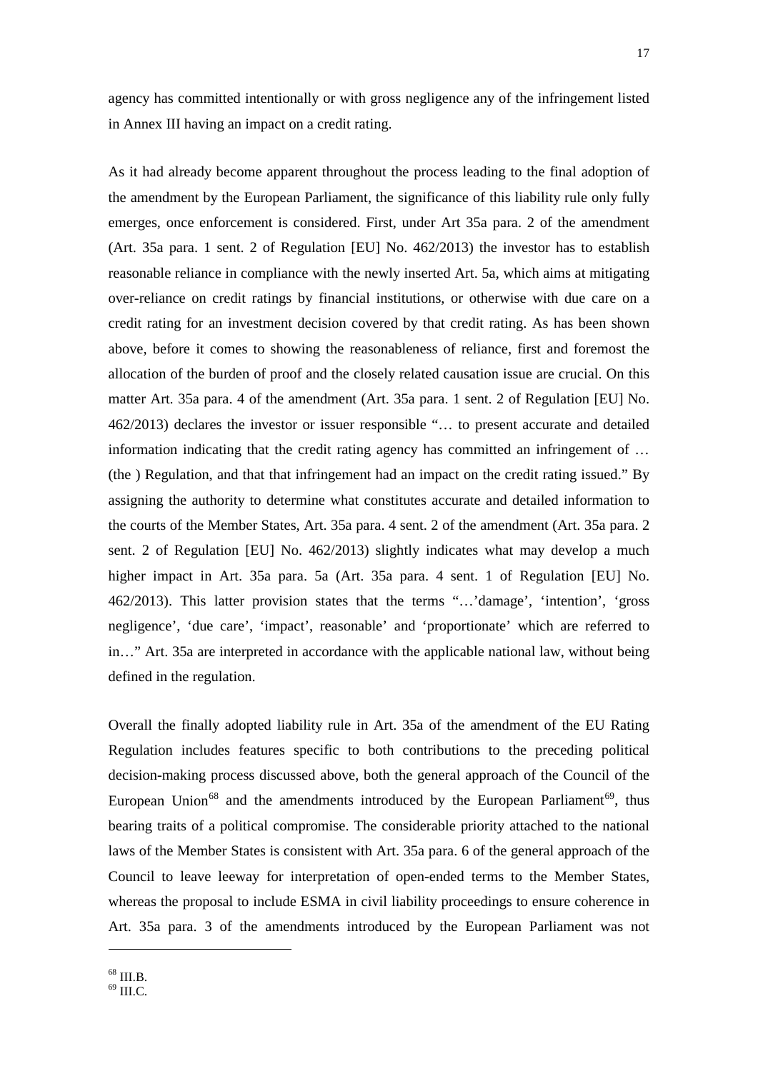agency has committed intentionally or with gross negligence any of the infringement listed in Annex III having an impact on a credit rating.

As it had already become apparent throughout the process leading to the final adoption of the amendment by the European Parliament, the significance of this liability rule only fully emerges, once enforcement is considered. First, under Art 35a para. 2 of the amendment (Art. 35a para. 1 sent. 2 of Regulation [EU] No. 462/2013) the investor has to establish reasonable reliance in compliance with the newly inserted Art. 5a, which aims at mitigating over-reliance on credit ratings by financial institutions, or otherwise with due care on a credit rating for an investment decision covered by that credit rating. As has been shown above, before it comes to showing the reasonableness of reliance, first and foremost the allocation of the burden of proof and the closely related causation issue are crucial. On this matter Art. 35a para. 4 of the amendment (Art. 35a para. 1 sent. 2 of Regulation [EU] No. 462/2013) declares the investor or issuer responsible "… to present accurate and detailed information indicating that the credit rating agency has committed an infringement of … (the ) Regulation, and that that infringement had an impact on the credit rating issued." By assigning the authority to determine what constitutes accurate and detailed information to the courts of the Member States, Art. 35a para. 4 sent. 2 of the amendment (Art. 35a para. 2 sent. 2 of Regulation [EU] No. 462/2013) slightly indicates what may develop a much higher impact in Art. 35a para. 5a (Art. 35a para. 4 sent. 1 of Regulation [EU] No. 462/2013). This latter provision states that the terms "…'damage', 'intention', 'gross negligence', 'due care', 'impact', reasonable' and 'proportionate' which are referred to in…" Art. 35a are interpreted in accordance with the applicable national law, without being defined in the regulation.

Overall the finally adopted liability rule in Art. 35a of the amendment of the EU Rating Regulation includes features specific to both contributions to the preceding political decision-making process discussed above, both the general approach of the Council of the European Union[68] and the amendments introduced by the European Parliament[69], thus bearing traits of a political compromise. The considerable priority attached to the national laws of the Member States is consistent with Art. 35a para. 6 of the general approach of the Council to leave leeway for interpretation of open-ended terms to the Member States, whereas the proposal to include ESMA in civil liability proceedings to ensure coherence in Art. 35a para. 3 of the amendments introduced by the European Parliament was not

[68] III.B.
[69] III.C.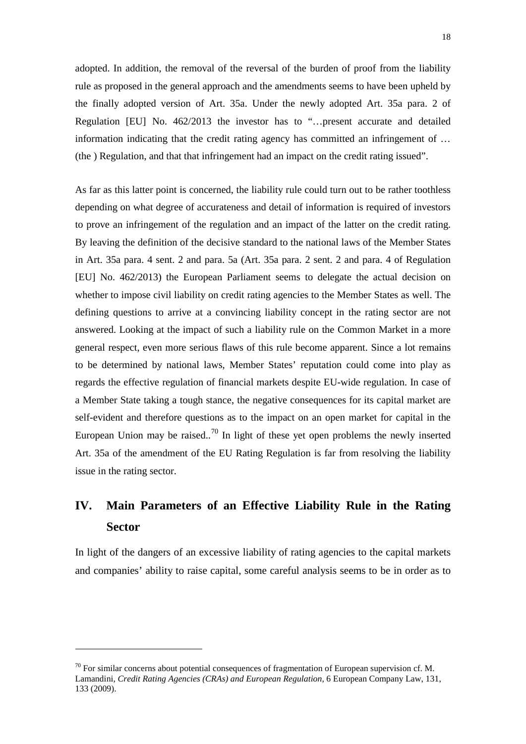adopted. In addition, the removal of the reversal of the burden of proof from the liability rule as proposed in the general approach and the amendments seems to have been upheld by the finally adopted version of Art. 35a. Under the newly adopted Art. 35a para. 2 of Regulation [EU] No. 462/2013 the investor has to "…present accurate and detailed information indicating that the credit rating agency has committed an infringement of … (the ) Regulation, and that that infringement had an impact on the credit rating issued".

As far as this latter point is concerned, the liability rule could turn out to be rather toothless depending on what degree of accurateness and detail of information is required of investors to prove an infringement of the regulation and an impact of the latter on the credit rating. By leaving the definition of the decisive standard to the national laws of the Member States in Art. 35a para. 4 sent. 2 and para. 5a (Art. 35a para. 2 sent. 2 and para. 4 of Regulation [EU] No. 462/2013) the European Parliament seems to delegate the actual decision on whether to impose civil liability on credit rating agencies to the Member States as well. The defining questions to arrive at a convincing liability concept in the rating sector are not answered. Looking at the impact of such a liability rule on the Common Market in a more general respect, even more serious flaws of this rule become apparent. Since a lot remains to be determined by national laws, Member States' reputation could come into play as regards the effective regulation of financial markets despite EU-wide regulation. In case of a Member State taking a tough stance, the negative consequences for its capital market are self-evident and therefore questions as to the impact on an open market for capital in the European Union may be raised..[70] In light of these yet open problems the newly inserted Art. 35a of the amendment of the EU Rating Regulation is far from resolving the liability issue in the rating sector.

## IV. Main Parameters of an Effective Liability Rule in the Rating Sector

In light of the dangers of an excessive liability of rating agencies to the capital markets and companies' ability to raise capital, some careful analysis seems to be in order as to

---

[70] For similar concerns about potential consequences of fragmentation of European supervision cf. M. Lamandini, *Credit Rating Agencies (CRAs) and European Regulation*, 6 European Company Law, 131, 133 (2009).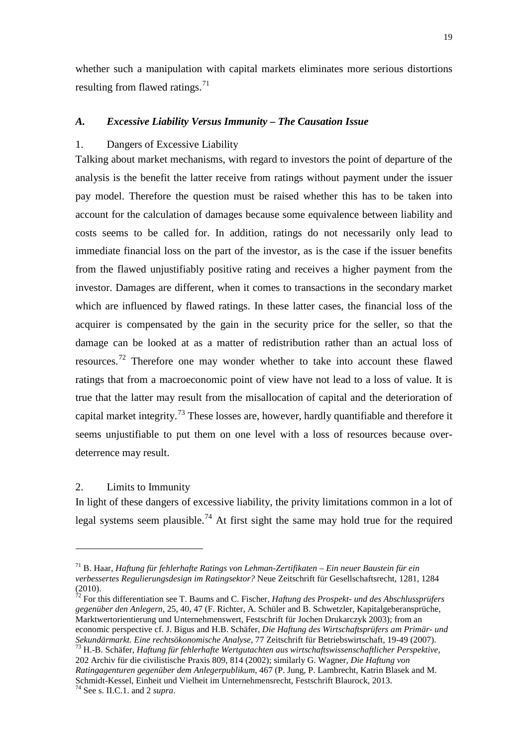whether such a manipulation with capital markets eliminates more serious distortions resulting from flawed ratings.[71]

### *A. Excessive Liability Versus Immunity – The Causation Issue*

#### 1. Dangers of Excessive Liability

Talking about market mechanisms, with regard to investors the point of departure of the analysis is the benefit the latter receive from ratings without payment under the issuer pay model. Therefore the question must be raised whether this has to be taken into account for the calculation of damages because some equivalence between liability and costs seems to be called for. In addition, ratings do not necessarily only lead to immediate financial loss on the part of the investor, as is the case if the issuer benefits from the flawed unjustifiably positive rating and receives a higher payment from the investor. Damages are different, when it comes to transactions in the secondary market which are influenced by flawed ratings. In these latter cases, the financial loss of the acquirer is compensated by the gain in the security price for the seller, so that the damage can be looked at as a matter of redistribution rather than an actual loss of resources.[72] Therefore one may wonder whether to take into account these flawed ratings that from a macroeconomic point of view have not lead to a loss of value. It is true that the latter may result from the misallocation of capital and the deterioration of capital market integrity.[73] These losses are, however, hardly quantifiable and therefore it seems unjustifiable to put them on one level with a loss of resources because over-deterrence may result.

#### 2. Limits to Immunity

In light of these dangers of excessive liability, the privity limitations common in a lot of legal systems seem plausible.[74] At first sight the same may hold true for the required

---

[71] B. Haar, *Haftung für fehlerhafte Ratings von Lehman-Zertifikaten – Ein neuer Baustein für ein verbessertes Regulierungsdesign im Ratingsektor?* Neue Zeitschrift für Gesellschaftsrecht, 1281, 1284 (2010).

[72] For this differentiation see T. Baums and C. Fischer, *Haftung des Prospekt- und des Abschlussprüfers gegenüber den Anlegern,* 25, 40, 47 (F. Richter, A. Schüler and B. Schwetzler, Kapitalgeberansprüche, Marktwertorientierung und Unternehmenswert, Festschrift für Jochen Drukarczyk 2003); from an economic perspective cf. J. Bigus and H.B. Schäfer, *Die Haftung des Wirtschaftsprüfers am Primär- und Sekundärmarkt. Eine rechtsökonomische Analyse,* 77 Zeitschrift für Betriebswirtschaft, 19-49 (2007).

[73] H.-B. Schäfer, *Haftung für fehlerhafte Wertgutachten aus wirtschaftswissenschaftlicher Perspektive,* 202 Archiv für die civilistische Praxis 809, 814 (2002); similarly G. Wagner, *Die Haftung von Ratingagenturen gegenüber dem Anlegerpublikum*, 467 (P. Jung, P. Lambrecht, Katrin Blasek and M. Schmidt-Kessel, Einheit und Vielheit im Unternehmensrecht, Festschrift Blaurock, 2013.

[74] See s. II.C.1. and 2 *supra*.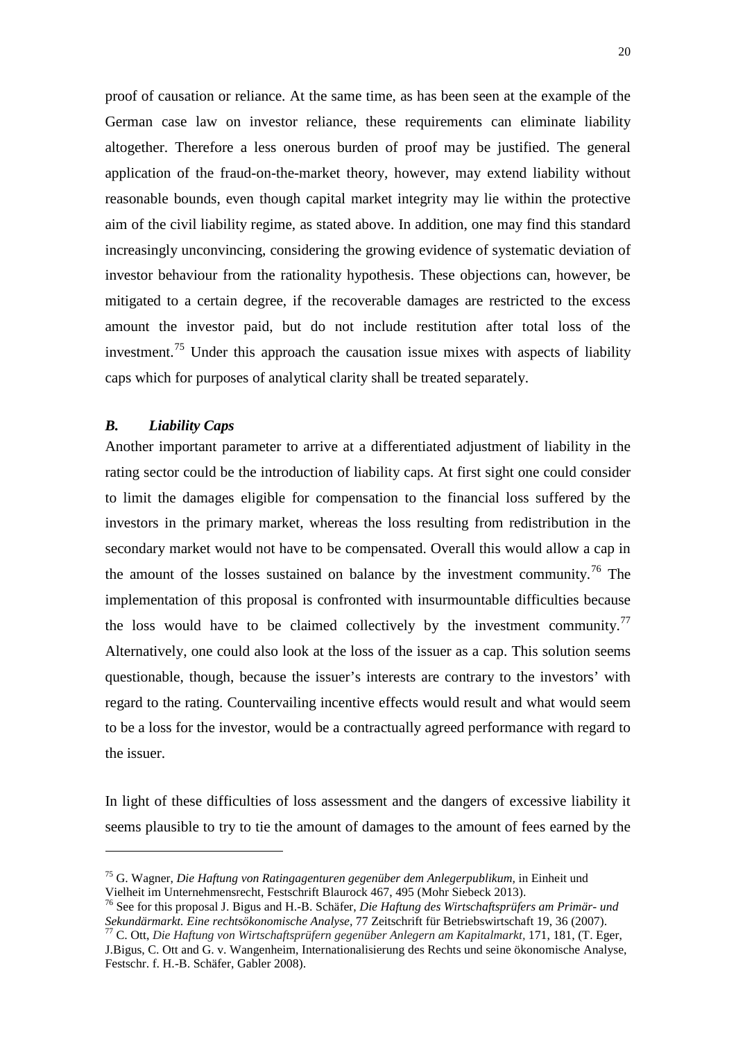proof of causation or reliance. At the same time, as has been seen at the example of the German case law on investor reliance, these requirements can eliminate liability altogether. Therefore a less onerous burden of proof may be justified. The general application of the fraud-on-the-market theory, however, may extend liability without reasonable bounds, even though capital market integrity may lie within the protective aim of the civil liability regime, as stated above. In addition, one may find this standard increasingly unconvincing, considering the growing evidence of systematic deviation of investor behaviour from the rationality hypothesis. These objections can, however, be mitigated to a certain degree, if the recoverable damages are restricted to the excess amount the investor paid, but do not include restitution after total loss of the investment.[75] Under this approach the causation issue mixes with aspects of liability caps which for purposes of analytical clarity shall be treated separately.

### *B. Liability Caps*

Another important parameter to arrive at a differentiated adjustment of liability in the rating sector could be the introduction of liability caps. At first sight one could consider to limit the damages eligible for compensation to the financial loss suffered by the investors in the primary market, whereas the loss resulting from redistribution in the secondary market would not have to be compensated. Overall this would allow a cap in the amount of the losses sustained on balance by the investment community.[76] The implementation of this proposal is confronted with insurmountable difficulties because the loss would have to be claimed collectively by the investment community.[77] Alternatively, one could also look at the loss of the issuer as a cap. This solution seems questionable, though, because the issuer's interests are contrary to the investors' with regard to the rating. Countervailing incentive effects would result and what would seem to be a loss for the investor, would be a contractually agreed performance with regard to the issuer.

In light of these difficulties of loss assessment and the dangers of excessive liability it seems plausible to try to tie the amount of damages to the amount of fees earned by the

---

[75] G. Wagner, *Die Haftung von Ratingagenturen gegenüber dem Anlegerpublikum*, in Einheit und Vielheit im Unternehmensrecht, Festschrift Blaurock 467, 495 (Mohr Siebeck 2013).

[76] See for this proposal J. Bigus and H.-B. Schäfer, *Die Haftung des Wirtschaftsprüfers am Primär- und Sekundärmarkt. Eine rechtsökonomische Analyse*, 77 Zeitschrift für Betriebswirtschaft 19, 36 (2007).

[77] C. Ott, *Die Haftung von Wirtschaftsprüfern gegenüber Anlegern am Kapitalmarkt*, 171, 181, (T. Eger, J.Bigus, C. Ott and G. v. Wangenheim, Internationalisierung des Rechts und seine ökonomische Analyse, Festschr. f. H.-B. Schäfer, Gabler 2008).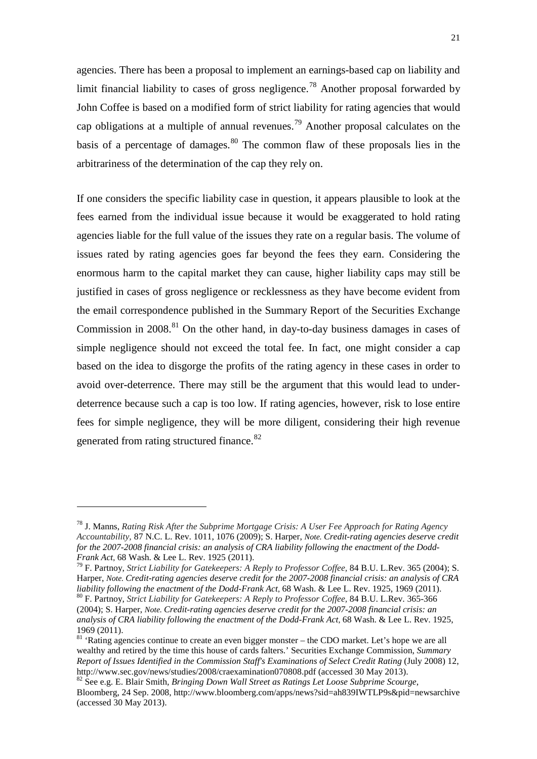agencies. There has been a proposal to implement an earnings-based cap on liability and limit financial liability to cases of gross negligence.[78] Another proposal forwarded by John Coffee is based on a modified form of strict liability for rating agencies that would cap obligations at a multiple of annual revenues.[79] Another proposal calculates on the basis of a percentage of damages.[80] The common flaw of these proposals lies in the arbitrariness of the determination of the cap they rely on.

If one considers the specific liability case in question, it appears plausible to look at the fees earned from the individual issue because it would be exaggerated to hold rating agencies liable for the full value of the issues they rate on a regular basis. The volume of issues rated by rating agencies goes far beyond the fees they earn. Considering the enormous harm to the capital market they can cause, higher liability caps may still be justified in cases of gross negligence or recklessness as they have become evident from the email correspondence published in the Summary Report of the Securities Exchange Commission in 2008.[81] On the other hand, in day-to-day business damages in cases of simple negligence should not exceed the total fee. In fact, one might consider a cap based on the idea to disgorge the profits of the rating agency in these cases in order to avoid over-deterrence. There may still be the argument that this would lead to under-deterrence because such a cap is too low. If rating agencies, however, risk to lose entire fees for simple negligence, they will be more diligent, considering their high revenue generated from rating structured finance.[82]

---

[78] J. Manns, *Rating Risk After the Subprime Mortgage Crisis: A User Fee Approach for Rating Agency Accountability*, 87 N.C. L. Rev. 1011, 1076 (2009); S. Harper, *Note. Credit-rating agencies deserve credit for the 2007-2008 financial crisis: an analysis of CRA liability following the enactment of the Dodd-Frank Act*, 68 Wash. & Lee L. Rev. 1925 (2011).

[79] F. Partnoy, *Strict Liability for Gatekeepers: A Reply to Professor Coffee*, 84 B.U. L.Rev. 365 (2004); S. Harper, *Note. Credit-rating agencies deserve credit for the 2007-2008 financial crisis: an analysis of CRA liability following the enactment of the Dodd-Frank Act*, 68 Wash. & Lee L. Rev. 1925, 1969 (2011).

[80] F. Partnoy, *Strict Liability for Gatekeepers: A Reply to Professor Coffee*, 84 B.U. L.Rev. 365-366 (2004); S. Harper, *Note. Credit-rating agencies deserve credit for the 2007-2008 financial crisis: an analysis of CRA liability following the enactment of the Dodd-Frank Act*, 68 Wash. & Lee L. Rev. 1925, 1969 (2011).

[81] 'Rating agencies continue to create an even bigger monster – the CDO market. Let's hope we are all wealthy and retired by the time this house of cards falters.' Securities Exchange Commission, *Summary Report of Issues Identified in the Commission Staff's Examinations of Select Credit Rating* (July 2008) 12, http://www.sec.gov/news/studies/2008/craexamination070808.pdf (accessed 30 May 2013).

[82] See e.g. E. Blair Smith, *Bringing Down Wall Street as Ratings Let Loose Subprime Scourge*, Bloomberg, 24 Sep. 2008, http://www.bloomberg.com/apps/news?sid=ah839IWTLP9s&pid=newsarchive (accessed 30 May 2013).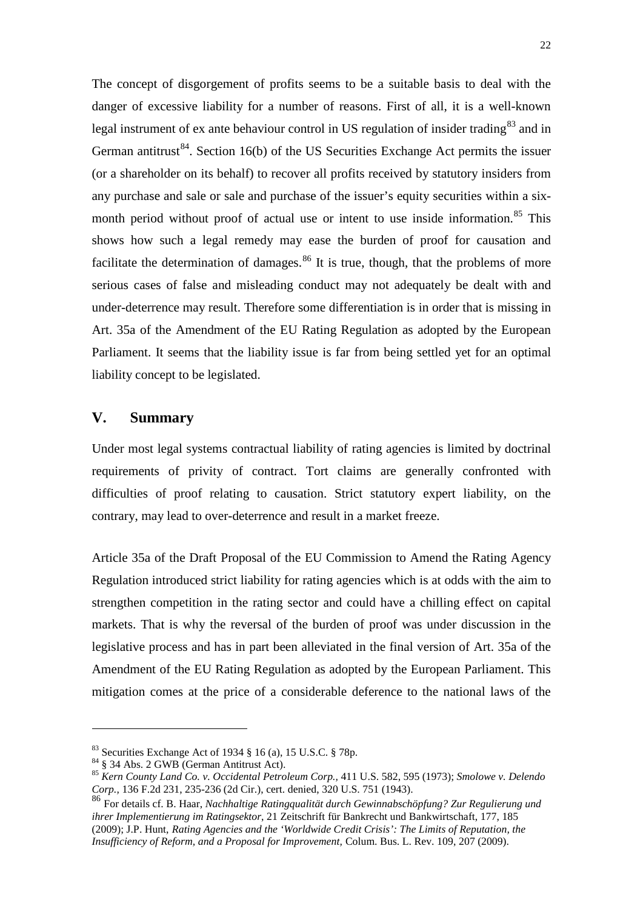The concept of disgorgement of profits seems to be a suitable basis to deal with the danger of excessive liability for a number of reasons. First of all, it is a well-known legal instrument of ex ante behaviour control in US regulation of insider trading[83] and in German antitrust[84]. Section 16(b) of the US Securities Exchange Act permits the issuer (or a shareholder on its behalf) to recover all profits received by statutory insiders from any purchase and sale or sale and purchase of the issuer's equity securities within a six-month period without proof of actual use or intent to use inside information.[85] This shows how such a legal remedy may ease the burden of proof for causation and facilitate the determination of damages.[86] It is true, though, that the problems of more serious cases of false and misleading conduct may not adequately be dealt with and under-deterrence may result. Therefore some differentiation is in order that is missing in Art. 35a of the Amendment of the EU Rating Regulation as adopted by the European Parliament. It seems that the liability issue is far from being settled yet for an optimal liability concept to be legislated.

## V. Summary

Under most legal systems contractual liability of rating agencies is limited by doctrinal requirements of privity of contract. Tort claims are generally confronted with difficulties of proof relating to causation. Strict statutory expert liability, on the contrary, may lead to over-deterrence and result in a market freeze.

Article 35a of the Draft Proposal of the EU Commission to Amend the Rating Agency Regulation introduced strict liability for rating agencies which is at odds with the aim to strengthen competition in the rating sector and could have a chilling effect on capital markets. That is why the reversal of the burden of proof was under discussion in the legislative process and has in part been alleviated in the final version of Art. 35a of the Amendment of the EU Rating Regulation as adopted by the European Parliament. This mitigation comes at the price of a considerable deference to the national laws of the

---

[83] Securities Exchange Act of 1934 § 16 (a), 15 U.S.C. § 78p.

[84] § 34 Abs. 2 GWB (German Antitrust Act).

[85] *Kern County Land Co. v. Occidental Petroleum Corp.*, 411 U.S. 582, 595 (1973); *Smolowe v. Delendo Corp.*, 136 F.2d 231, 235-236 (2d Cir.), cert. denied, 320 U.S. 751 (1943).

[86] For details cf. B. Haar, *Nachhaltige Ratingqualität durch Gewinnabschöpfung? Zur Regulierung und ihrer Implementierung im Ratingsektor*, 21 Zeitschrift für Bankrecht und Bankwirtschaft, 177, 185 (2009); J.P. Hunt, *Rating Agencies and the 'Worldwide Credit Crisis': The Limits of Reputation, the Insufficiency of Reform, and a Proposal for Improvement*, Colum. Bus. L. Rev. 109, 207 (2009).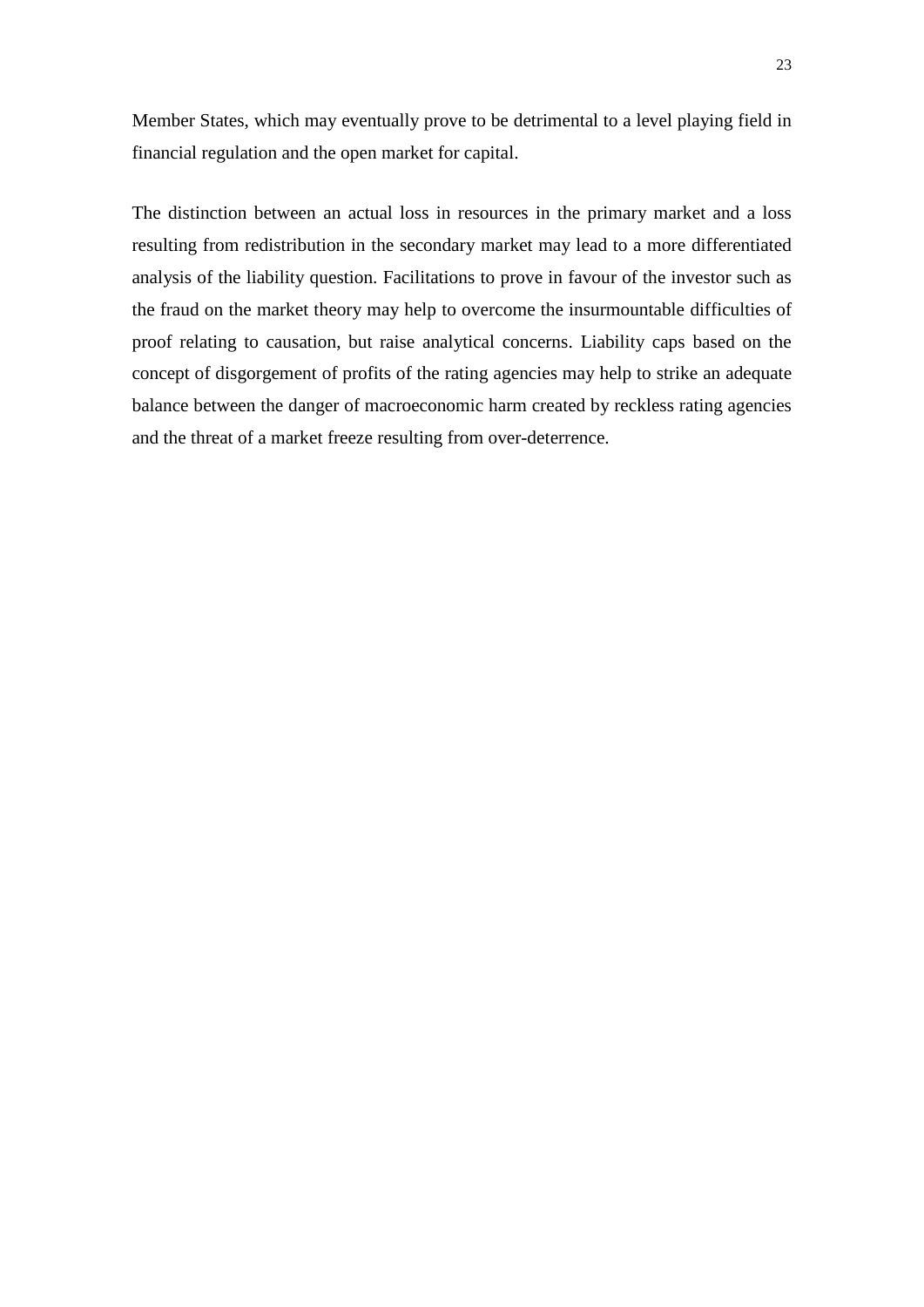Member States, which may eventually prove to be detrimental to a level playing field in financial regulation and the open market for capital.

The distinction between an actual loss in resources in the primary market and a loss resulting from redistribution in the secondary market may lead to a more differentiated analysis of the liability question. Facilitations to prove in favour of the investor such as the fraud on the market theory may help to overcome the insurmountable difficulties of proof relating to causation, but raise analytical concerns. Liability caps based on the concept of disgorgement of profits of the rating agencies may help to strike an adequate balance between the danger of macroeconomic harm created by reckless rating agencies and the threat of a market freeze resulting from over-deterrence.